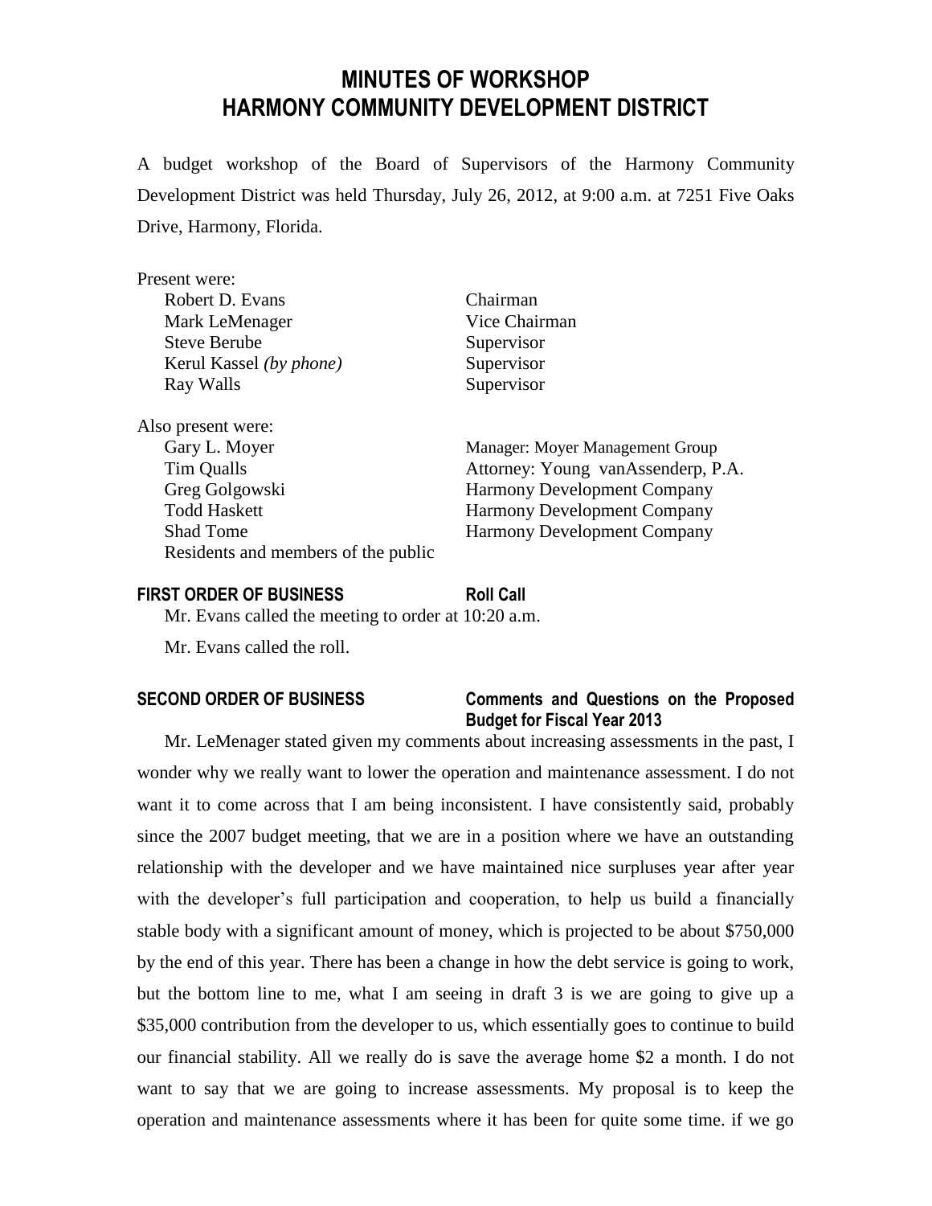# MINUTES OF WORKSHOP
# HARMONY COMMUNITY DEVELOPMENT DISTRICT

A budget workshop of the Board of Supervisors of the Harmony Community Development District was held Thursday, July 26, 2012, at 9:00 a.m. at 7251 Five Oaks Drive, Harmony, Florida.

Present were:

| | |
|---|---|
| Robert D. Evans | Chairman |
| Mark LeMenager | Vice Chairman |
| Steve Berube | Supervisor |
| Kerul Kassel *(by phone)* | Supervisor |
| Ray Walls | Supervisor |

Also present were:

| | |
|---|---|
| Gary L. Moyer | Manager: Moyer Management Group |
| Tim Qualls | Attorney: Young vanAssenderp, P.A. |
| Greg Golgowski | Harmony Development Company |
| Todd Haskett | Harmony Development Company |
| Shad Tome | Harmony Development Company |
| Residents and members of the public | |

**FIRST ORDER OF BUSINESS** **Roll Call**

Mr. Evans called the meeting to order at 10:20 a.m.

Mr. Evans called the roll.

**SECOND ORDER OF BUSINESS** **Comments and Questions on the Proposed Budget for Fiscal Year 2013**

Mr. LeMenager stated given my comments about increasing assessments in the past, I wonder why we really want to lower the operation and maintenance assessment. I do not want it to come across that I am being inconsistent. I have consistently said, probably since the 2007 budget meeting, that we are in a position where we have an outstanding relationship with the developer and we have maintained nice surpluses year after year with the developer's full participation and cooperation, to help us build a financially stable body with a significant amount of money, which is projected to be about $750,000 by the end of this year. There has been a change in how the debt service is going to work, but the bottom line to me, what I am seeing in draft 3 is we are going to give up a $35,000 contribution from the developer to us, which essentially goes to continue to build our financial stability. All we really do is save the average home $2 a month. I do not want to say that we are going to increase assessments. My proposal is to keep the operation and maintenance assessments where it has been for quite some time. if we go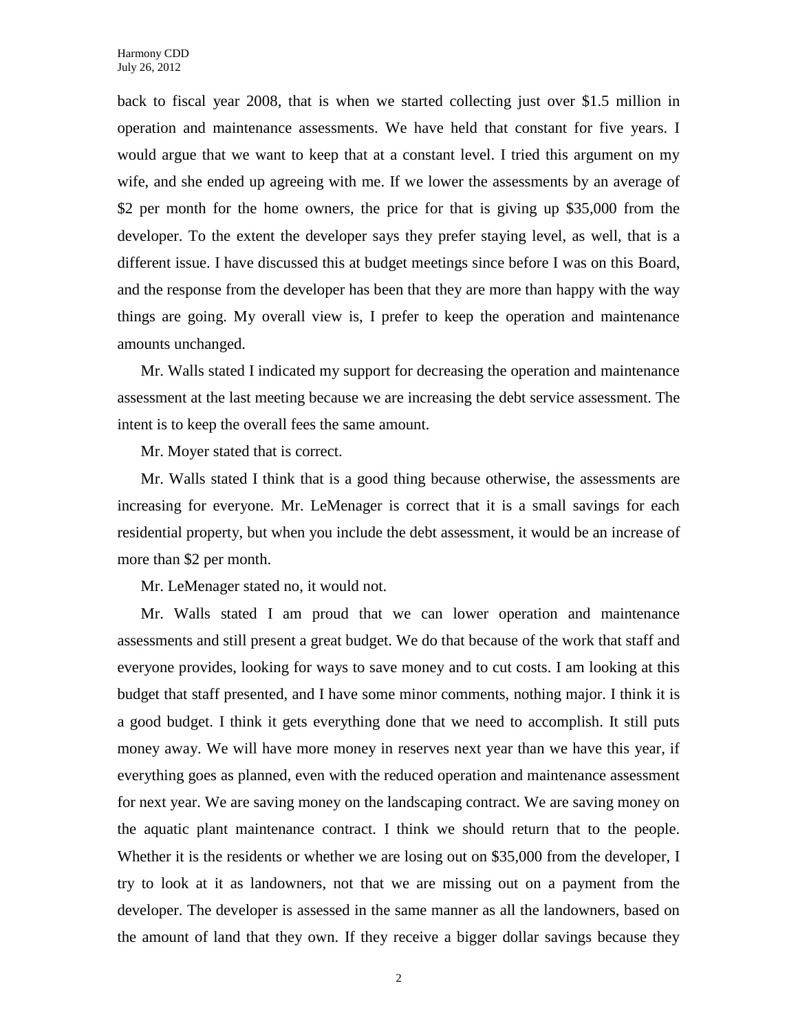back to fiscal year 2008, that is when we started collecting just over $1.5 million in operation and maintenance assessments. We have held that constant for five years. I would argue that we want to keep that at a constant level. I tried this argument on my wife, and she ended up agreeing with me. If we lower the assessments by an average of $2 per month for the home owners, the price for that is giving up $35,000 from the developer. To the extent the developer says they prefer staying level, as well, that is a different issue. I have discussed this at budget meetings since before I was on this Board, and the response from the developer has been that they are more than happy with the way things are going. My overall view is, I prefer to keep the operation and maintenance amounts unchanged.

Mr. Walls stated I indicated my support for decreasing the operation and maintenance assessment at the last meeting because we are increasing the debt service assessment. The intent is to keep the overall fees the same amount.

Mr. Moyer stated that is correct.

Mr. Walls stated I think that is a good thing because otherwise, the assessments are increasing for everyone. Mr. LeMenager is correct that it is a small savings for each residential property, but when you include the debt assessment, it would be an increase of more than $2 per month.

Mr. LeMenager stated no, it would not.

Mr. Walls stated I am proud that we can lower operation and maintenance assessments and still present a great budget. We do that because of the work that staff and everyone provides, looking for ways to save money and to cut costs. I am looking at this budget that staff presented, and I have some minor comments, nothing major. I think it is a good budget. I think it gets everything done that we need to accomplish. It still puts money away. We will have more money in reserves next year than we have this year, if everything goes as planned, even with the reduced operation and maintenance assessment for next year. We are saving money on the landscaping contract. We are saving money on the aquatic plant maintenance contract. I think we should return that to the people. Whether it is the residents or whether we are losing out on $35,000 from the developer, I try to look at it as landowners, not that we are missing out on a payment from the developer. The developer is assessed in the same manner as all the landowners, based on the amount of land that they own. If they receive a bigger dollar savings because they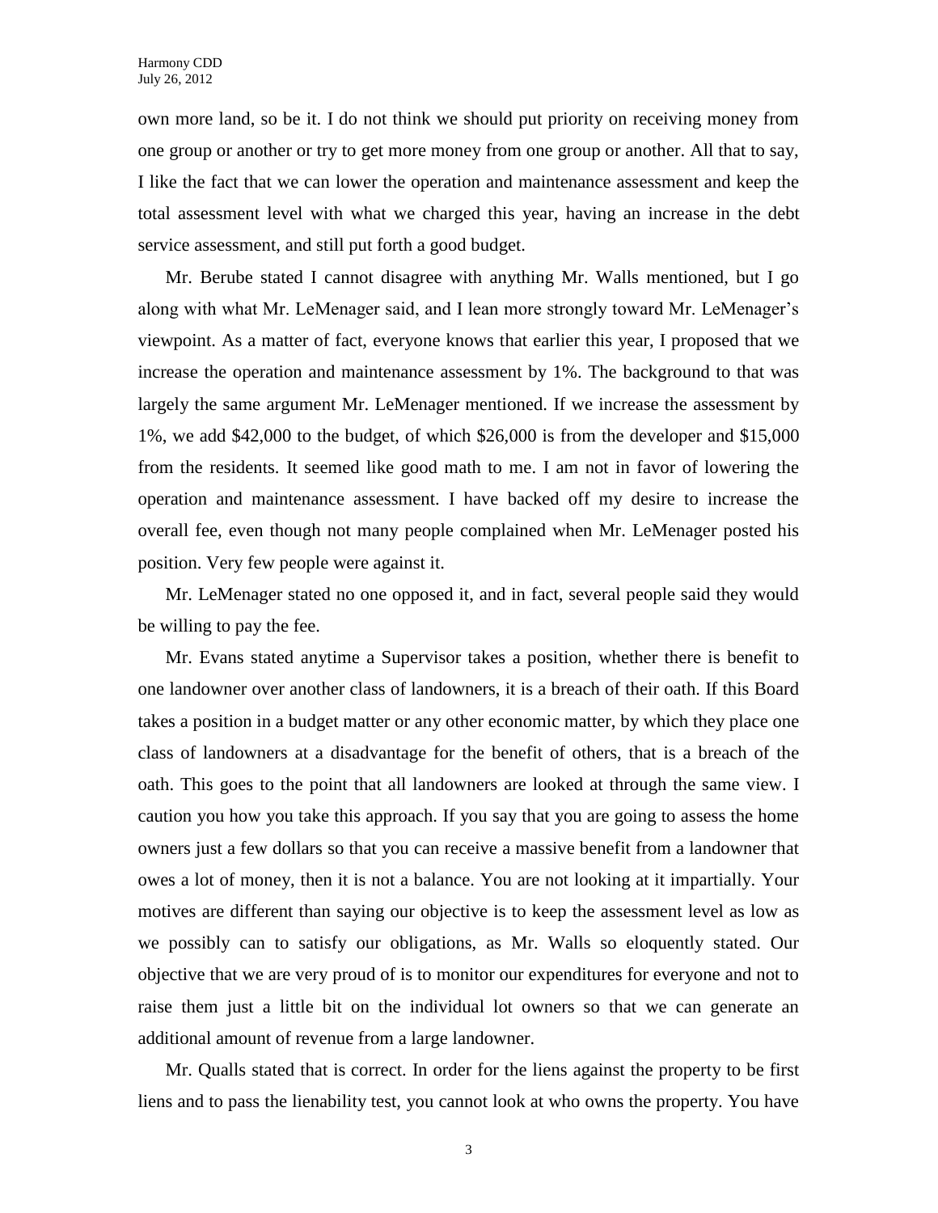own more land, so be it. I do not think we should put priority on receiving money from one group or another or try to get more money from one group or another. All that to say, I like the fact that we can lower the operation and maintenance assessment and keep the total assessment level with what we charged this year, having an increase in the debt service assessment, and still put forth a good budget.

Mr. Berube stated I cannot disagree with anything Mr. Walls mentioned, but I go along with what Mr. LeMenager said, and I lean more strongly toward Mr. LeMenager's viewpoint. As a matter of fact, everyone knows that earlier this year, I proposed that we increase the operation and maintenance assessment by 1%. The background to that was largely the same argument Mr. LeMenager mentioned. If we increase the assessment by 1%, we add $42,000 to the budget, of which $26,000 is from the developer and $15,000 from the residents. It seemed like good math to me. I am not in favor of lowering the operation and maintenance assessment. I have backed off my desire to increase the overall fee, even though not many people complained when Mr. LeMenager posted his position. Very few people were against it.

Mr. LeMenager stated no one opposed it, and in fact, several people said they would be willing to pay the fee.

Mr. Evans stated anytime a Supervisor takes a position, whether there is benefit to one landowner over another class of landowners, it is a breach of their oath. If this Board takes a position in a budget matter or any other economic matter, by which they place one class of landowners at a disadvantage for the benefit of others, that is a breach of the oath. This goes to the point that all landowners are looked at through the same view. I caution you how you take this approach. If you say that you are going to assess the home owners just a few dollars so that you can receive a massive benefit from a landowner that owes a lot of money, then it is not a balance. You are not looking at it impartially. Your motives are different than saying our objective is to keep the assessment level as low as we possibly can to satisfy our obligations, as Mr. Walls so eloquently stated. Our objective that we are very proud of is to monitor our expenditures for everyone and not to raise them just a little bit on the individual lot owners so that we can generate an additional amount of revenue from a large landowner.

Mr. Qualls stated that is correct. In order for the liens against the property to be first liens and to pass the lienability test, you cannot look at who owns the property. You have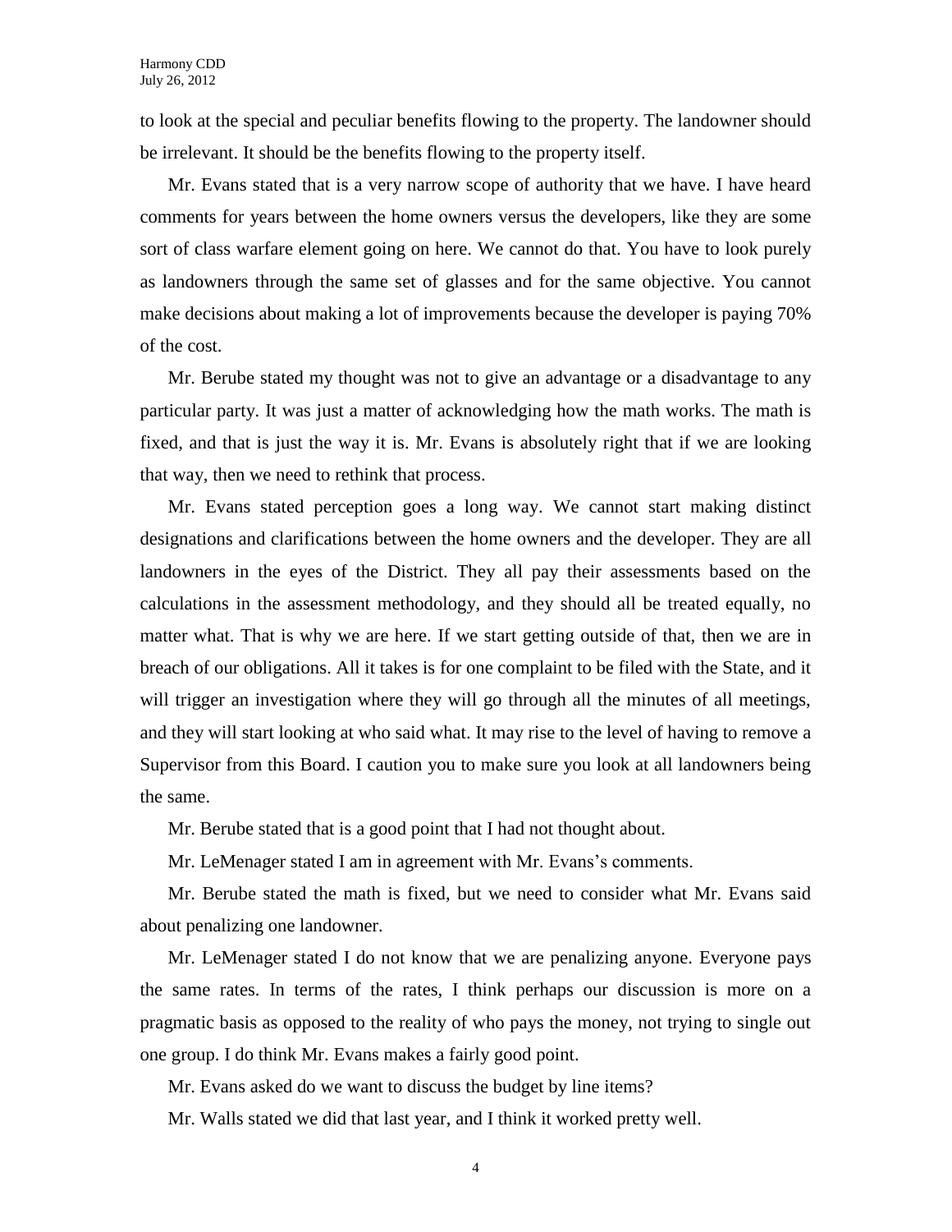to look at the special and peculiar benefits flowing to the property. The landowner should be irrelevant. It should be the benefits flowing to the property itself.

Mr. Evans stated that is a very narrow scope of authority that we have. I have heard comments for years between the home owners versus the developers, like they are some sort of class warfare element going on here. We cannot do that. You have to look purely as landowners through the same set of glasses and for the same objective. You cannot make decisions about making a lot of improvements because the developer is paying 70% of the cost.

Mr. Berube stated my thought was not to give an advantage or a disadvantage to any particular party. It was just a matter of acknowledging how the math works. The math is fixed, and that is just the way it is. Mr. Evans is absolutely right that if we are looking that way, then we need to rethink that process.

Mr. Evans stated perception goes a long way. We cannot start making distinct designations and clarifications between the home owners and the developer. They are all landowners in the eyes of the District. They all pay their assessments based on the calculations in the assessment methodology, and they should all be treated equally, no matter what. That is why we are here. If we start getting outside of that, then we are in breach of our obligations. All it takes is for one complaint to be filed with the State, and it will trigger an investigation where they will go through all the minutes of all meetings, and they will start looking at who said what. It may rise to the level of having to remove a Supervisor from this Board. I caution you to make sure you look at all landowners being the same.

Mr. Berube stated that is a good point that I had not thought about.

Mr. LeMenager stated I am in agreement with Mr. Evans's comments.

Mr. Berube stated the math is fixed, but we need to consider what Mr. Evans said about penalizing one landowner.

Mr. LeMenager stated I do not know that we are penalizing anyone. Everyone pays the same rates. In terms of the rates, I think perhaps our discussion is more on a pragmatic basis as opposed to the reality of who pays the money, not trying to single out one group. I do think Mr. Evans makes a fairly good point.

Mr. Evans asked do we want to discuss the budget by line items?

Mr. Walls stated we did that last year, and I think it worked pretty well.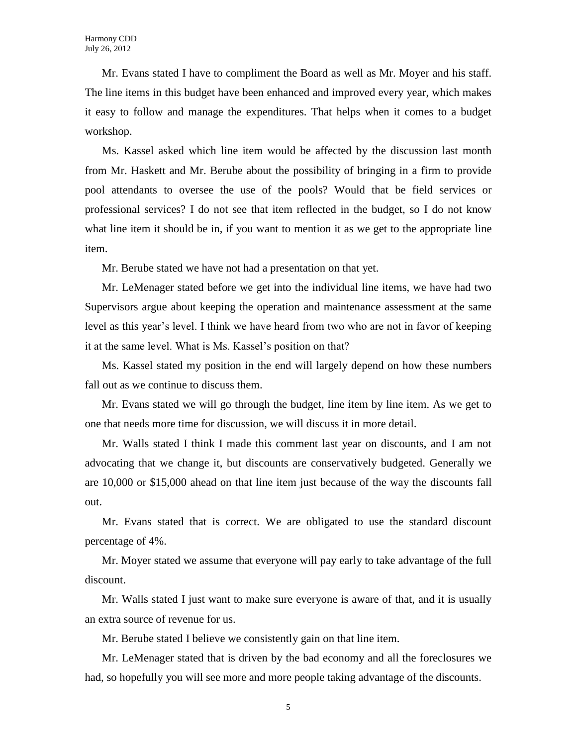Mr. Evans stated I have to compliment the Board as well as Mr. Moyer and his staff. The line items in this budget have been enhanced and improved every year, which makes it easy to follow and manage the expenditures. That helps when it comes to a budget workshop.

Ms. Kassel asked which line item would be affected by the discussion last month from Mr. Haskett and Mr. Berube about the possibility of bringing in a firm to provide pool attendants to oversee the use of the pools? Would that be field services or professional services? I do not see that item reflected in the budget, so I do not know what line item it should be in, if you want to mention it as we get to the appropriate line item.

Mr. Berube stated we have not had a presentation on that yet.

Mr. LeMenager stated before we get into the individual line items, we have had two Supervisors argue about keeping the operation and maintenance assessment at the same level as this year's level. I think we have heard from two who are not in favor of keeping it at the same level. What is Ms. Kassel's position on that?

Ms. Kassel stated my position in the end will largely depend on how these numbers fall out as we continue to discuss them.

Mr. Evans stated we will go through the budget, line item by line item. As we get to one that needs more time for discussion, we will discuss it in more detail.

Mr. Walls stated I think I made this comment last year on discounts, and I am not advocating that we change it, but discounts are conservatively budgeted. Generally we are 10,000 or $15,000 ahead on that line item just because of the way the discounts fall out.

Mr. Evans stated that is correct. We are obligated to use the standard discount percentage of 4%.

Mr. Moyer stated we assume that everyone will pay early to take advantage of the full discount.

Mr. Walls stated I just want to make sure everyone is aware of that, and it is usually an extra source of revenue for us.

Mr. Berube stated I believe we consistently gain on that line item.

Mr. LeMenager stated that is driven by the bad economy and all the foreclosures we had, so hopefully you will see more and more people taking advantage of the discounts.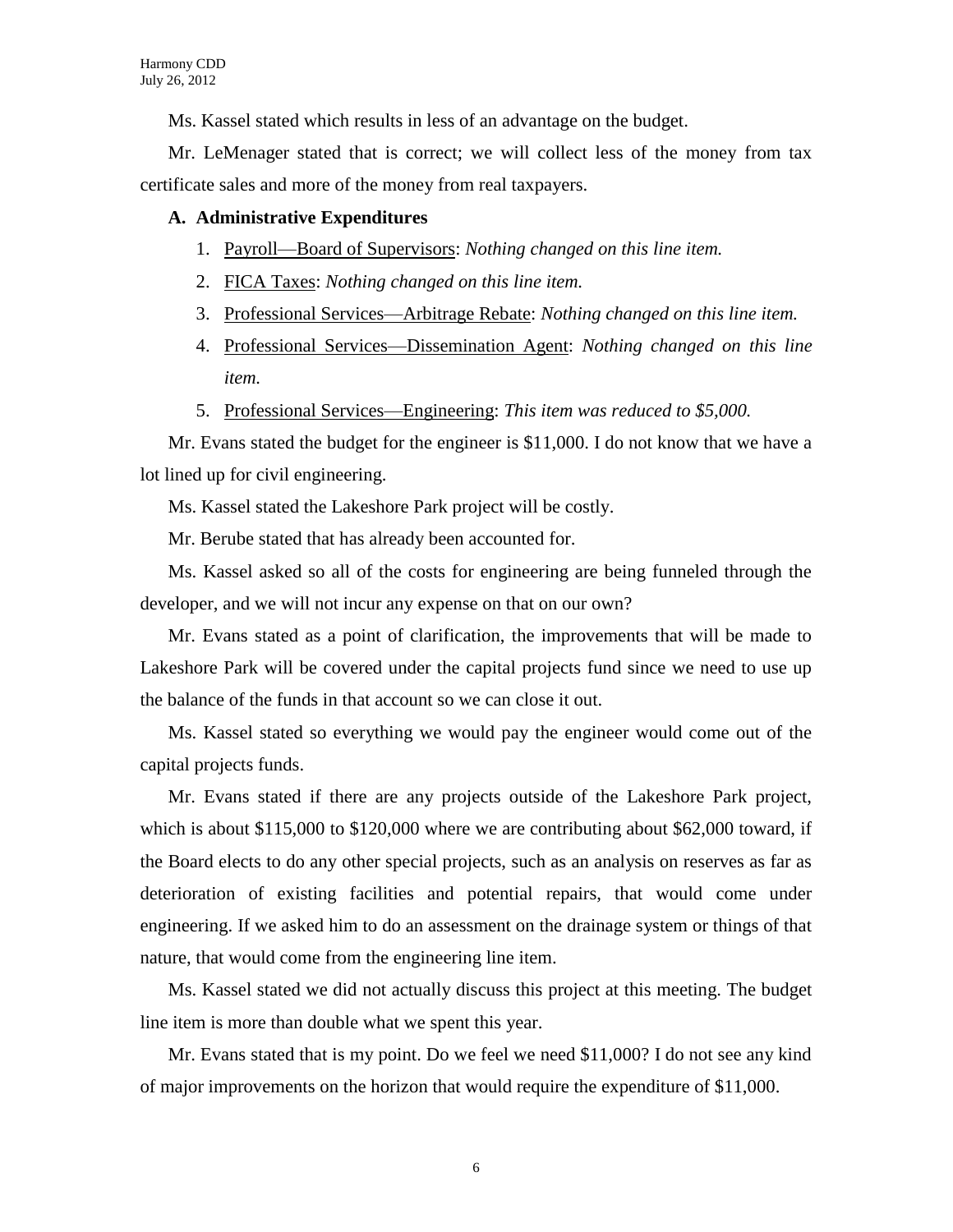Ms. Kassel stated which results in less of an advantage on the budget.

Mr. LeMenager stated that is correct; we will collect less of the money from tax certificate sales and more of the money from real taxpayers.

**A. Administrative Expenditures**

1. Payroll—Board of Supervisors: *Nothing changed on this line item.*
2. FICA Taxes: *Nothing changed on this line item.*
3. Professional Services—Arbitrage Rebate: *Nothing changed on this line item.*
4. Professional Services—Dissemination Agent: *Nothing changed on this line item.*
5. Professional Services—Engineering: *This item was reduced to $5,000.*

Mr. Evans stated the budget for the engineer is $11,000. I do not know that we have a lot lined up for civil engineering.

Ms. Kassel stated the Lakeshore Park project will be costly.

Mr. Berube stated that has already been accounted for.

Ms. Kassel asked so all of the costs for engineering are being funneled through the developer, and we will not incur any expense on that on our own?

Mr. Evans stated as a point of clarification, the improvements that will be made to Lakeshore Park will be covered under the capital projects fund since we need to use up the balance of the funds in that account so we can close it out.

Ms. Kassel stated so everything we would pay the engineer would come out of the capital projects funds.

Mr. Evans stated if there are any projects outside of the Lakeshore Park project, which is about $115,000 to $120,000 where we are contributing about $62,000 toward, if the Board elects to do any other special projects, such as an analysis on reserves as far as deterioration of existing facilities and potential repairs, that would come under engineering. If we asked him to do an assessment on the drainage system or things of that nature, that would come from the engineering line item.

Ms. Kassel stated we did not actually discuss this project at this meeting. The budget line item is more than double what we spent this year.

Mr. Evans stated that is my point. Do we feel we need $11,000? I do not see any kind of major improvements on the horizon that would require the expenditure of $11,000.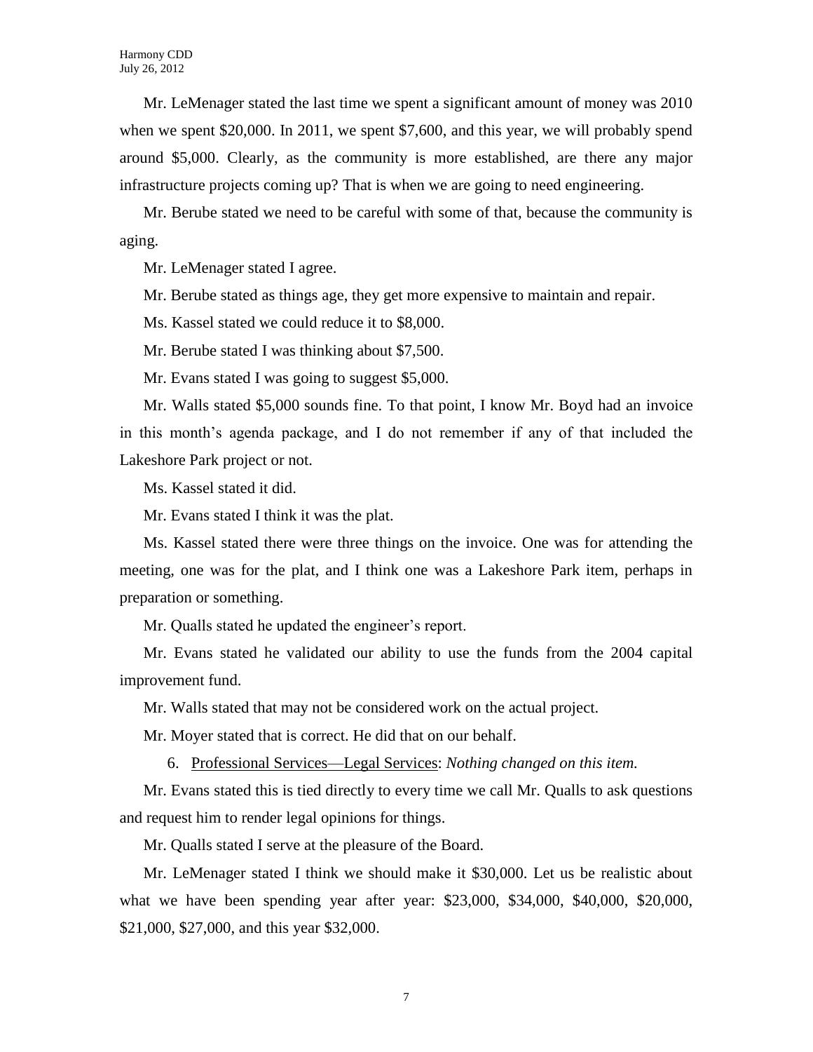Mr. LeMenager stated the last time we spent a significant amount of money was 2010 when we spent $20,000. In 2011, we spent $7,600, and this year, we will probably spend around $5,000. Clearly, as the community is more established, are there any major infrastructure projects coming up? That is when we are going to need engineering.

Mr. Berube stated we need to be careful with some of that, because the community is aging.

Mr. LeMenager stated I agree.

Mr. Berube stated as things age, they get more expensive to maintain and repair.

Ms. Kassel stated we could reduce it to $8,000.

Mr. Berube stated I was thinking about $7,500.

Mr. Evans stated I was going to suggest $5,000.

Mr. Walls stated $5,000 sounds fine. To that point, I know Mr. Boyd had an invoice in this month's agenda package, and I do not remember if any of that included the Lakeshore Park project or not.

Ms. Kassel stated it did.

Mr. Evans stated I think it was the plat.

Ms. Kassel stated there were three things on the invoice. One was for attending the meeting, one was for the plat, and I think one was a Lakeshore Park item, perhaps in preparation or something.

Mr. Qualls stated he updated the engineer's report.

Mr. Evans stated he validated our ability to use the funds from the 2004 capital improvement fund.

Mr. Walls stated that may not be considered work on the actual project.

Mr. Moyer stated that is correct. He did that on our behalf.

6. Professional Services—Legal Services: *Nothing changed on this item.*

Mr. Evans stated this is tied directly to every time we call Mr. Qualls to ask questions and request him to render legal opinions for things.

Mr. Qualls stated I serve at the pleasure of the Board.

Mr. LeMenager stated I think we should make it $30,000. Let us be realistic about what we have been spending year after year: $23,000, $34,000, $40,000, $20,000, $21,000, $27,000, and this year $32,000.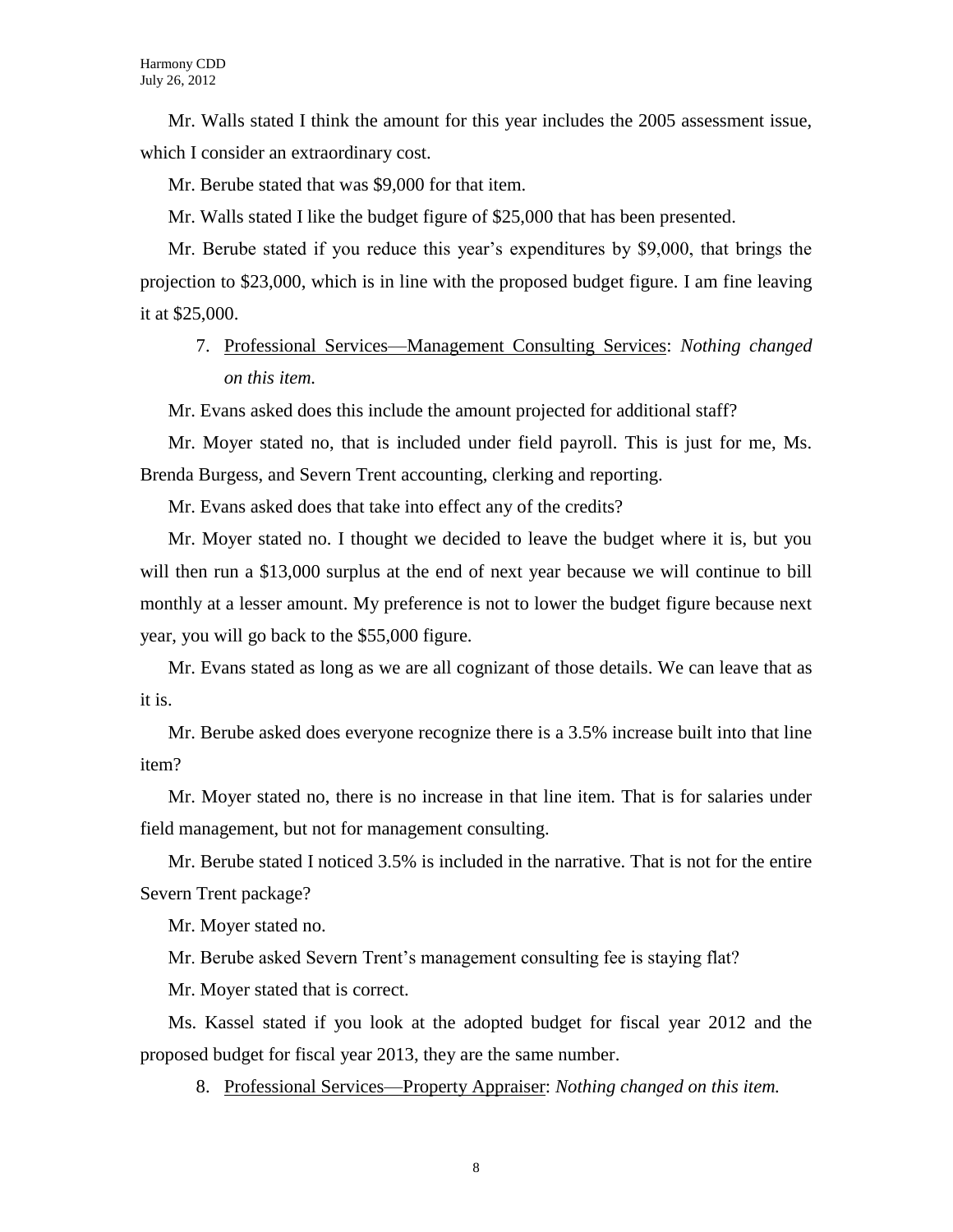Mr. Walls stated I think the amount for this year includes the 2005 assessment issue, which I consider an extraordinary cost.

Mr. Berube stated that was $9,000 for that item.

Mr. Walls stated I like the budget figure of $25,000 that has been presented.

Mr. Berube stated if you reduce this year's expenditures by $9,000, that brings the projection to $23,000, which is in line with the proposed budget figure. I am fine leaving it at $25,000.

7. Professional Services—Management Consulting Services: *Nothing changed on this item.*

Mr. Evans asked does this include the amount projected for additional staff?

Mr. Moyer stated no, that is included under field payroll. This is just for me, Ms. Brenda Burgess, and Severn Trent accounting, clerking and reporting.

Mr. Evans asked does that take into effect any of the credits?

Mr. Moyer stated no. I thought we decided to leave the budget where it is, but you will then run a $13,000 surplus at the end of next year because we will continue to bill monthly at a lesser amount. My preference is not to lower the budget figure because next year, you will go back to the $55,000 figure.

Mr. Evans stated as long as we are all cognizant of those details. We can leave that as it is.

Mr. Berube asked does everyone recognize there is a 3.5% increase built into that line item?

Mr. Moyer stated no, there is no increase in that line item. That is for salaries under field management, but not for management consulting.

Mr. Berube stated I noticed 3.5% is included in the narrative. That is not for the entire Severn Trent package?

Mr. Moyer stated no.

Mr. Berube asked Severn Trent's management consulting fee is staying flat?

Mr. Moyer stated that is correct.

Ms. Kassel stated if you look at the adopted budget for fiscal year 2012 and the proposed budget for fiscal year 2013, they are the same number.

8. Professional Services—Property Appraiser: *Nothing changed on this item.*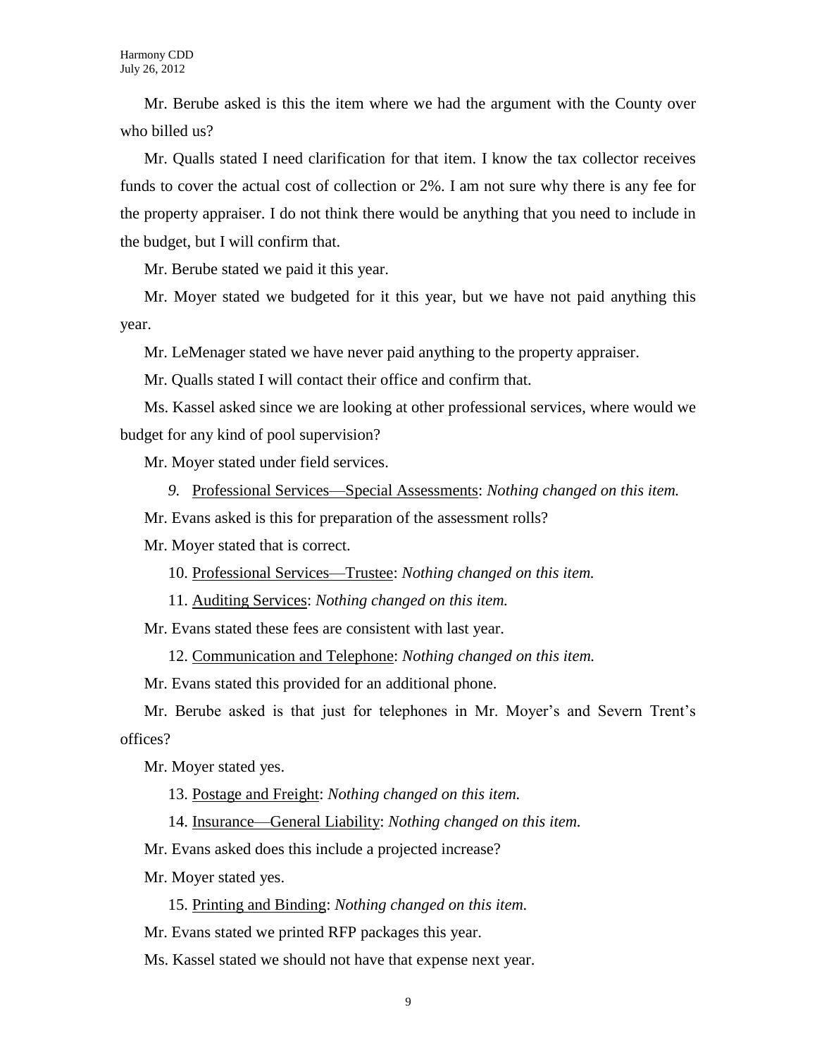Mr. Berube asked is this the item where we had the argument with the County over who billed us?

Mr. Qualls stated I need clarification for that item. I know the tax collector receives funds to cover the actual cost of collection or 2%. I am not sure why there is any fee for the property appraiser. I do not think there would be anything that you need to include in the budget, but I will confirm that.

Mr. Berube stated we paid it this year.

Mr. Moyer stated we budgeted for it this year, but we have not paid anything this year.

Mr. LeMenager stated we have never paid anything to the property appraiser.

Mr. Qualls stated I will contact their office and confirm that.

Ms. Kassel asked since we are looking at other professional services, where would we budget for any kind of pool supervision?

Mr. Moyer stated under field services.

*9.* <u>Professional Services—Special Assessments</u>: *Nothing changed on this item.*

Mr. Evans asked is this for preparation of the assessment rolls?

Mr. Moyer stated that is correct.

10. <u>Professional Services—Trustee</u>: *Nothing changed on this item.*

11. <u>Auditing Services</u>: *Nothing changed on this item.*

Mr. Evans stated these fees are consistent with last year.

12. <u>Communication and Telephone</u>: *Nothing changed on this item.*

Mr. Evans stated this provided for an additional phone.

Mr. Berube asked is that just for telephones in Mr. Moyer's and Severn Trent's offices?

Mr. Moyer stated yes.

13. <u>Postage and Freight</u>: *Nothing changed on this item.*

14. <u>Insurance—General Liability</u>: *Nothing changed on this item.*

Mr. Evans asked does this include a projected increase?

Mr. Moyer stated yes.

15. <u>Printing and Binding</u>: *Nothing changed on this item.*

Mr. Evans stated we printed RFP packages this year.

Ms. Kassel stated we should not have that expense next year.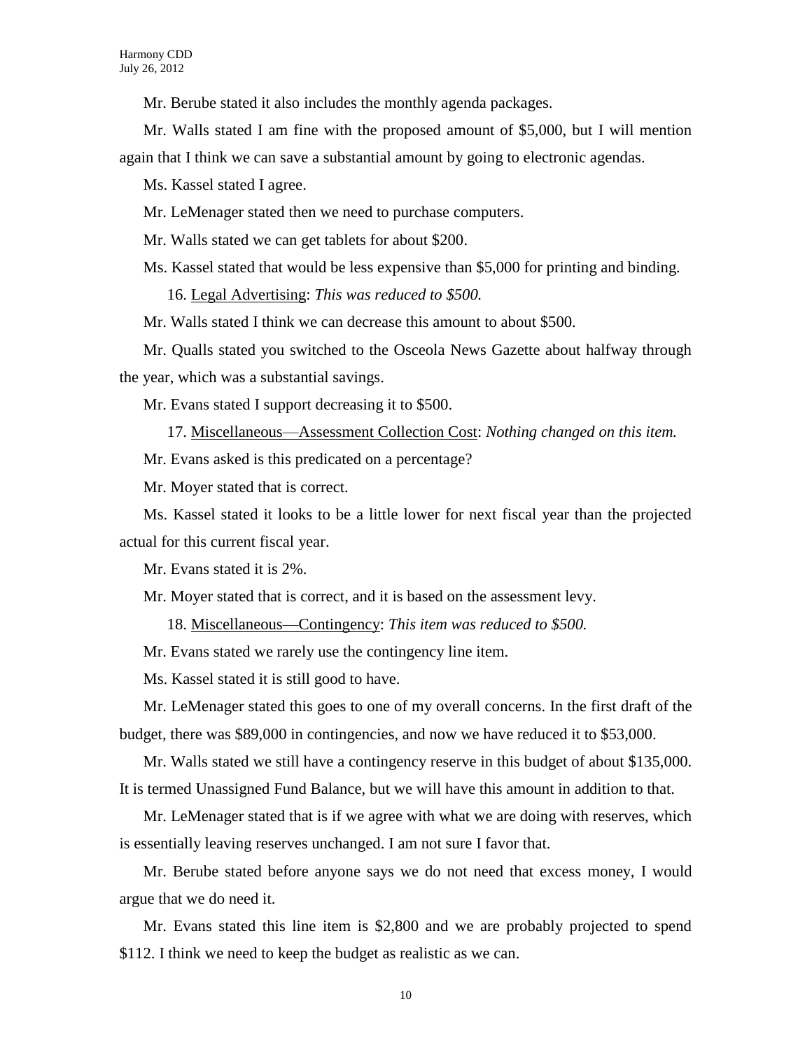Mr. Berube stated it also includes the monthly agenda packages.

Mr. Walls stated I am fine with the proposed amount of $5,000, but I will mention again that I think we can save a substantial amount by going to electronic agendas.

Ms. Kassel stated I agree.

Mr. LeMenager stated then we need to purchase computers.

Mr. Walls stated we can get tablets for about $200.

Ms. Kassel stated that would be less expensive than $5,000 for printing and binding.

16. Legal Advertising: *This was reduced to $500.*

Mr. Walls stated I think we can decrease this amount to about $500.

Mr. Qualls stated you switched to the Osceola News Gazette about halfway through the year, which was a substantial savings.

Mr. Evans stated I support decreasing it to $500.

17. Miscellaneous—Assessment Collection Cost: *Nothing changed on this item.*

Mr. Evans asked is this predicated on a percentage?

Mr. Moyer stated that is correct.

Ms. Kassel stated it looks to be a little lower for next fiscal year than the projected actual for this current fiscal year.

Mr. Evans stated it is 2%.

Mr. Moyer stated that is correct, and it is based on the assessment levy.

18. Miscellaneous—Contingency: *This item was reduced to $500.*

Mr. Evans stated we rarely use the contingency line item.

Ms. Kassel stated it is still good to have.

Mr. LeMenager stated this goes to one of my overall concerns. In the first draft of the budget, there was 89,000 in contingencies, and now we have reduced it to $53,000.

Mr. Walls stated we still have a contingency reserve in this budget of about $135,000. It is termed Unassigned Fund Balance, but we will have this amount in addition to that.

Mr. LeMenager stated that is if we agree with what we are doing with reserves, which is essentially leaving reserves unchanged. I am not sure I favor that.

Mr. Berube stated before anyone says we do not need that excess money, I would argue that we do need it.

Mr. Evans stated this line item is $2,800 and we are probably projected to spend $112. I think we need to keep the budget as realistic as we can.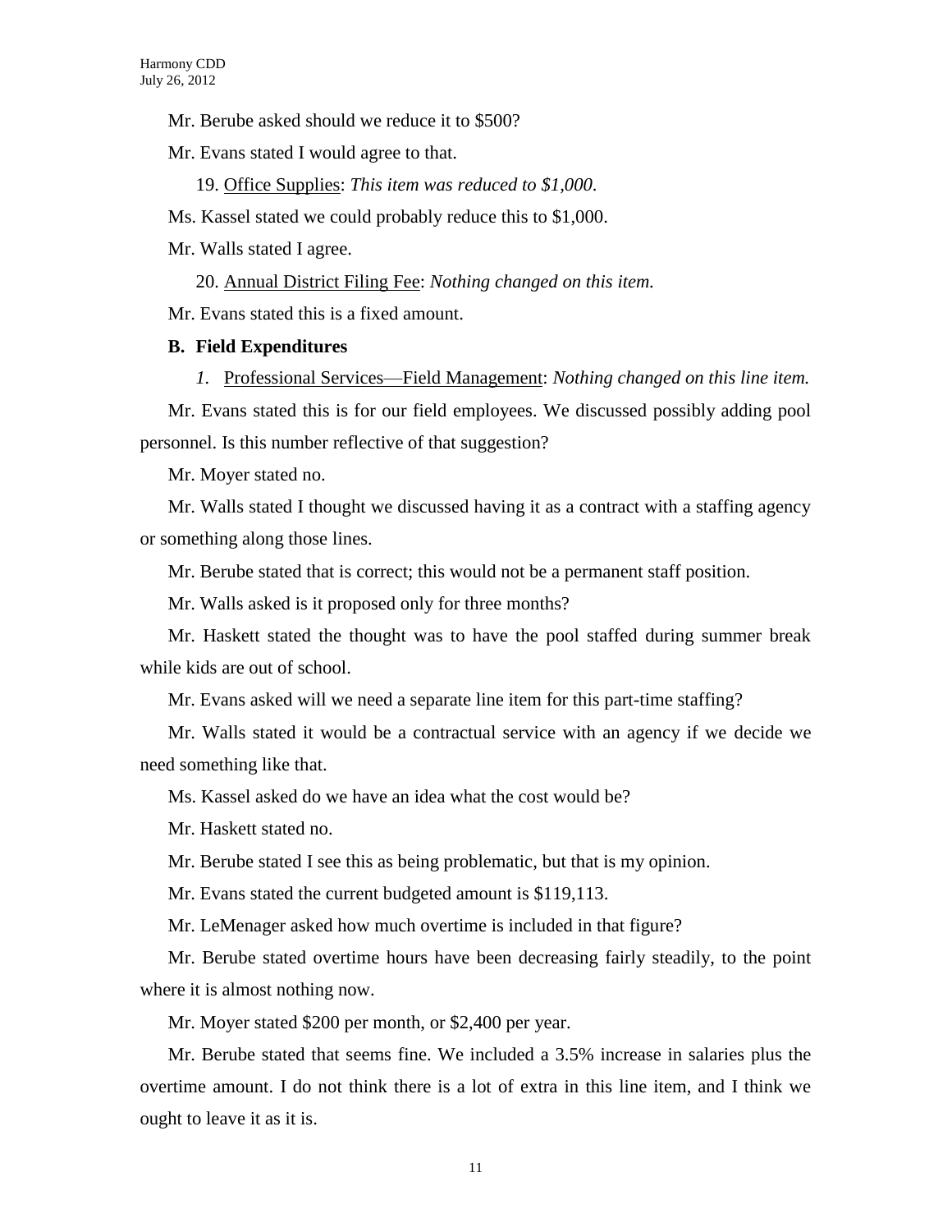Mr. Berube asked should we reduce it to $500?

Mr. Evans stated I would agree to that.

19. Office Supplies: *This item was reduced to $1,000.*

Ms. Kassel stated we could probably reduce this to $1,000.

Mr. Walls stated I agree.

20. Annual District Filing Fee: *Nothing changed on this item.*

Mr. Evans stated this is a fixed amount.

**B. Field Expenditures**

*1.* Professional Services—Field Management: *Nothing changed on this line item.*

Mr. Evans stated this is for our field employees. We discussed possibly adding pool personnel. Is this number reflective of that suggestion?

Mr. Moyer stated no.

Mr. Walls stated I thought we discussed having it as a contract with a staffing agency or something along those lines.

Mr. Berube stated that is correct; this would not be a permanent staff position.

Mr. Walls asked is it proposed only for three months?

Mr. Haskett stated the thought was to have the pool staffed during summer break while kids are out of school.

Mr. Evans asked will we need a separate line item for this part-time staffing?

Mr. Walls stated it would be a contractual service with an agency if we decide we need something like that.

Ms. Kassel asked do we have an idea what the cost would be?

Mr. Haskett stated no.

Mr. Berube stated I see this as being problematic, but that is my opinion.

Mr. Evans stated the current budgeted amount is $119,113.

Mr. LeMenager asked how much overtime is included in that figure?

Mr. Berube stated overtime hours have been decreasing fairly steadily, to the point where it is almost nothing now.

Mr. Moyer stated $200 per month, or $2,400 per year.

Mr. Berube stated that seems fine. We included a 3.5% increase in salaries plus the overtime amount. I do not think there is a lot of extra in this line item, and I think we ought to leave it as it is.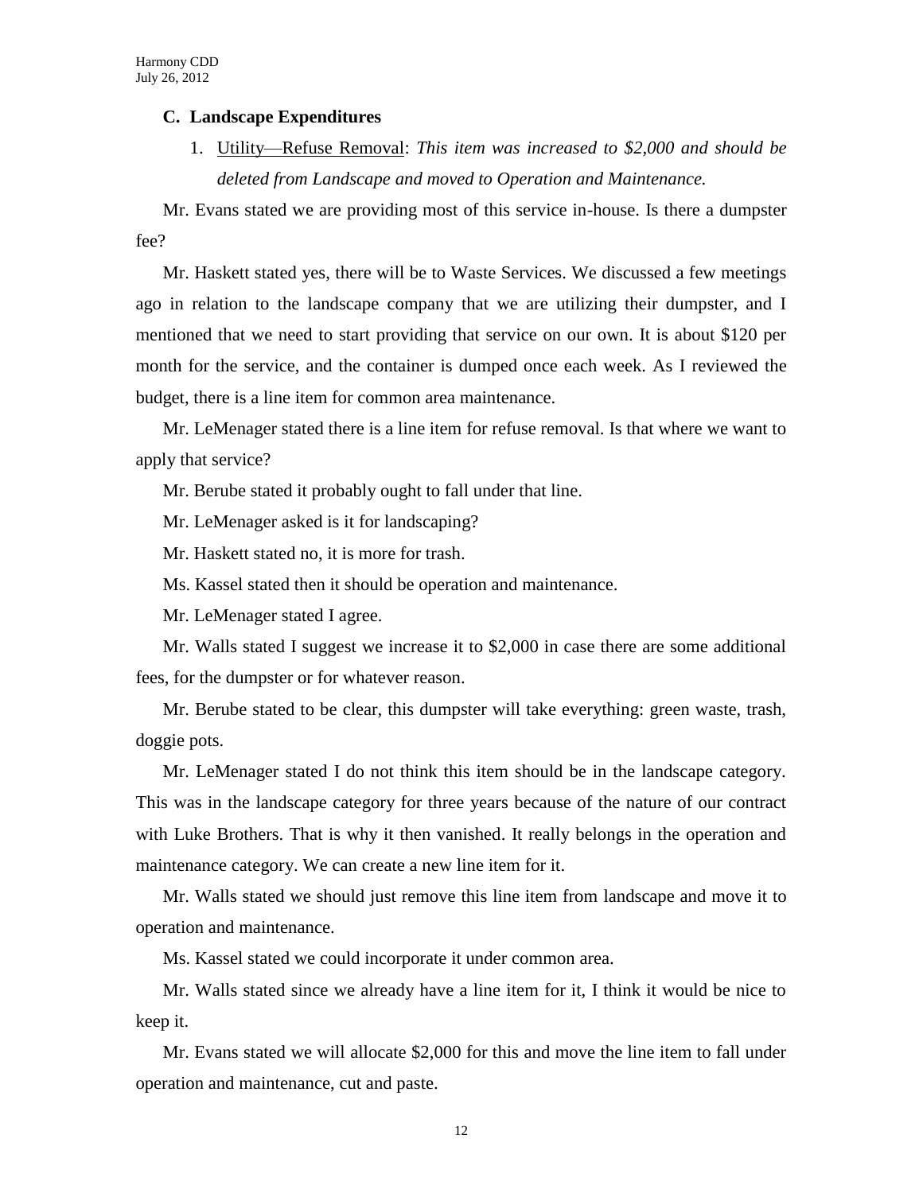### C. Landscape Expenditures

1. Utility—Refuse Removal: *This item was increased to $2,000 and should be deleted from Landscape and moved to Operation and Maintenance.*

Mr. Evans stated we are providing most of this service in-house. Is there a dumpster fee?

Mr. Haskett stated yes, there will be to Waste Services. We discussed a few meetings ago in relation to the landscape company that we are utilizing their dumpster, and I mentioned that we need to start providing that service on our own. It is about $120 per month for the service, and the container is dumped once each week. As I reviewed the budget, there is a line item for common area maintenance.

Mr. LeMenager stated there is a line item for refuse removal. Is that where we want to apply that service?

Mr. Berube stated it probably ought to fall under that line.

Mr. LeMenager asked is it for landscaping?

Mr. Haskett stated no, it is more for trash.

Ms. Kassel stated then it should be operation and maintenance.

Mr. LeMenager stated I agree.

Mr. Walls stated I suggest we increase it to $2,000 in case there are some additional fees, for the dumpster or for whatever reason.

Mr. Berube stated to be clear, this dumpster will take everything: green waste, trash, doggie pots.

Mr. LeMenager stated I do not think this item should be in the landscape category. This was in the landscape category for three years because of the nature of our contract with Luke Brothers. That is why it then vanished. It really belongs in the operation and maintenance category. We can create a new line item for it.

Mr. Walls stated we should just remove this line item from landscape and move it to operation and maintenance.

Ms. Kassel stated we could incorporate it under common area.

Mr. Walls stated since we already have a line item for it, I think it would be nice to keep it.

Mr. Evans stated we will allocate $2,000 for this and move the line item to fall under operation and maintenance, cut and paste.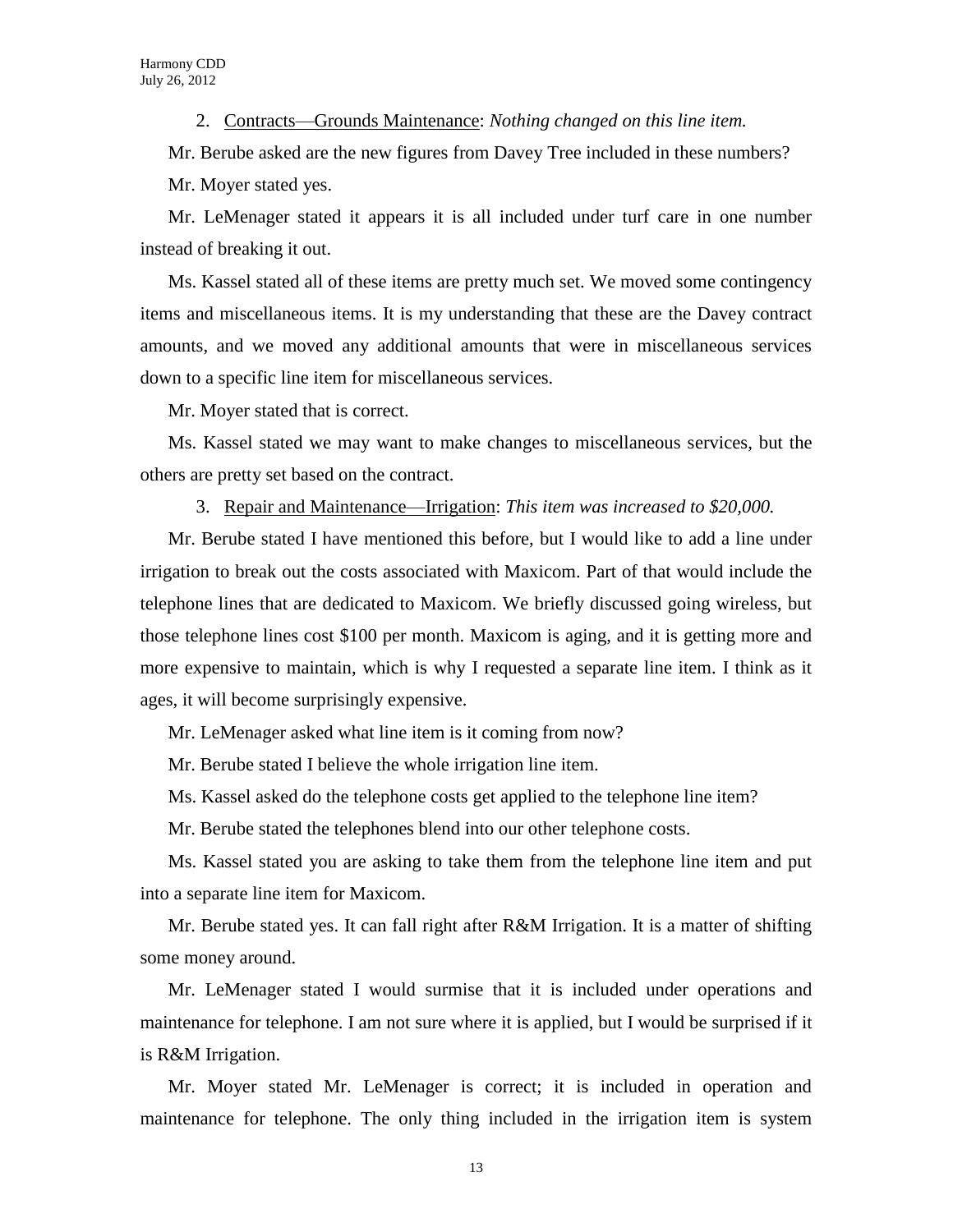2. <u>Contracts—Grounds Maintenance</u>: *Nothing changed on this line item.*

Mr. Berube asked are the new figures from Davey Tree included in these numbers?

Mr. Moyer stated yes.

Mr. LeMenager stated it appears it is all included under turf care in one number instead of breaking it out.

Ms. Kassel stated all of these items are pretty much set. We moved some contingency items and miscellaneous items. It is my understanding that these are the Davey contract amounts, and we moved any additional amounts that were in miscellaneous services down to a specific line item for miscellaneous services.

Mr. Moyer stated that is correct.

Ms. Kassel stated we may want to make changes to miscellaneous services, but the others are pretty set based on the contract.

3. <u>Repair and Maintenance—Irrigation</u>: *This item was increased to $20,000.*

Mr. Berube stated I have mentioned this before, but I would like to add a line under irrigation to break out the costs associated with Maxicom. Part of that would include the telephone lines that are dedicated to Maxicom. We briefly discussed going wireless, but those telephone lines cost $100 per month. Maxicom is aging, and it is getting more and more expensive to maintain, which is why I requested a separate line item. I think as it ages, it will become surprisingly expensive.

Mr. LeMenager asked what line item is it coming from now?

Mr. Berube stated I believe the whole irrigation line item.

Ms. Kassel asked do the telephone costs get applied to the telephone line item?

Mr. Berube stated the telephones blend into our other telephone costs.

Ms. Kassel stated you are asking to take them from the telephone line item and put into a separate line item for Maxicom.

Mr. Berube stated yes. It can fall right after R&M Irrigation. It is a matter of shifting some money around.

Mr. LeMenager stated I would surmise that it is included under operations and maintenance for telephone. I am not sure where it is applied, but I would be surprised if it is R&M Irrigation.

Mr. Moyer stated Mr. LeMenager is correct; it is included in operation and maintenance for telephone. The only thing included in the irrigation item is system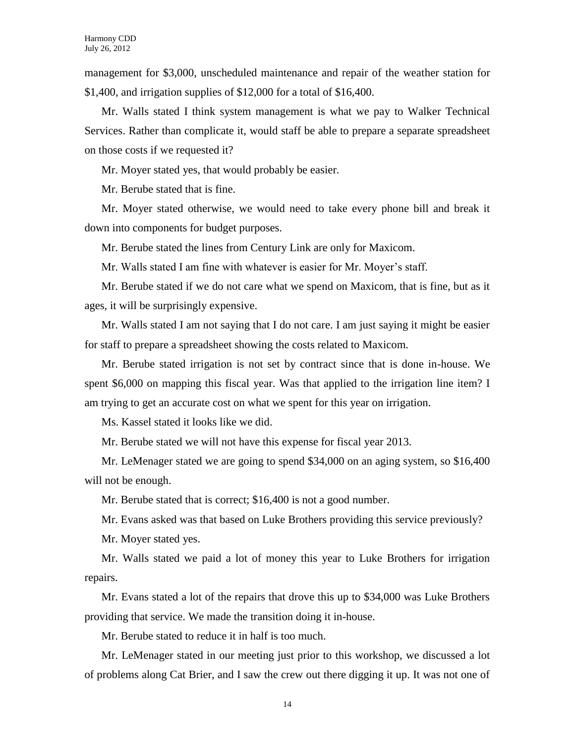management for $3,000, unscheduled maintenance and repair of the weather station for $1,400, and irrigation supplies of $12,000 for a total of $16,400.

Mr. Walls stated I think system management is what we pay to Walker Technical Services. Rather than complicate it, would staff be able to prepare a separate spreadsheet on those costs if we requested it?

Mr. Moyer stated yes, that would probably be easier.

Mr. Berube stated that is fine.

Mr. Moyer stated otherwise, we would need to take every phone bill and break it down into components for budget purposes.

Mr. Berube stated the lines from Century Link are only for Maxicom.

Mr. Walls stated I am fine with whatever is easier for Mr. Moyer's staff.

Mr. Berube stated if we do not care what we spend on Maxicom, that is fine, but as it ages, it will be surprisingly expensive.

Mr. Walls stated I am not saying that I do not care. I am just saying it might be easier for staff to prepare a spreadsheet showing the costs related to Maxicom.

Mr. Berube stated irrigation is not set by contract since that is done in-house. We spent $6,000 on mapping this fiscal year. Was that applied to the irrigation line item? I am trying to get an accurate cost on what we spent for this year on irrigation.

Ms. Kassel stated it looks like we did.

Mr. Berube stated we will not have this expense for fiscal year 2013.

Mr. LeMenager stated we are going to spend $34,000 on an aging system, so $16,400 will not be enough.

Mr. Berube stated that is correct; $16,400 is not a good number.

Mr. Evans asked was that based on Luke Brothers providing this service previously?

Mr. Moyer stated yes.

Mr. Walls stated we paid a lot of money this year to Luke Brothers for irrigation repairs.

Mr. Evans stated a lot of the repairs that drove this up to $34,000 was Luke Brothers providing that service. We made the transition doing it in-house.

Mr. Berube stated to reduce it in half is too much.

Mr. LeMenager stated in our meeting just prior to this workshop, we discussed a lot of problems along Cat Brier, and I saw the crew out there digging it up. It was not one of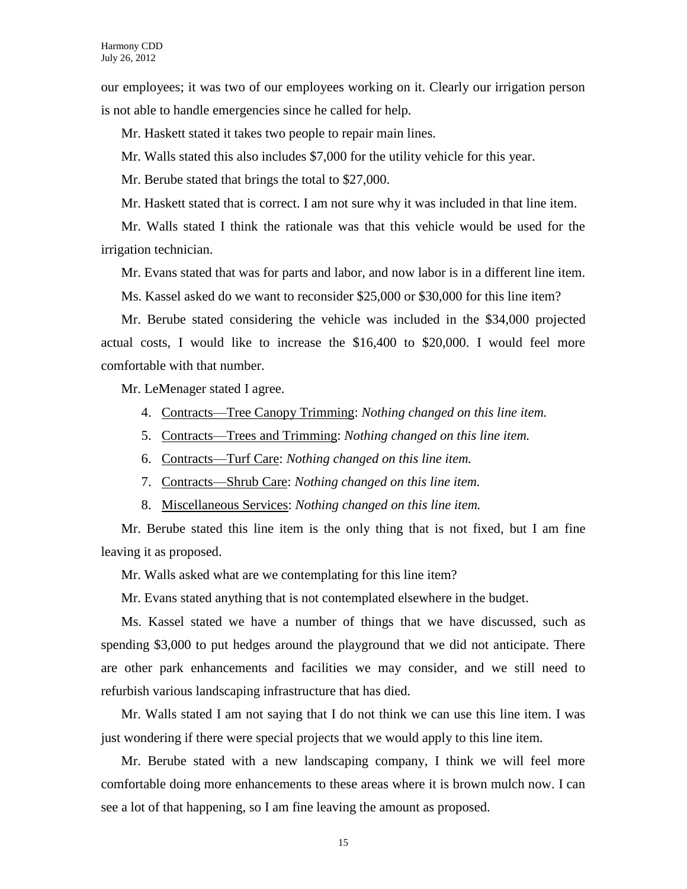our employees; it was two of our employees working on it. Clearly our irrigation person is not able to handle emergencies since he called for help.

Mr. Haskett stated it takes two people to repair main lines.

Mr. Walls stated this also includes $7,000 for the utility vehicle for this year.

Mr. Berube stated that brings the total to $27,000.

Mr. Haskett stated that is correct. I am not sure why it was included in that line item.

Mr. Walls stated I think the rationale was that this vehicle would be used for the irrigation technician.

Mr. Evans stated that was for parts and labor, and now labor is in a different line item.

Ms. Kassel asked do we want to reconsider $25,000 or $30,000 for this line item?

Mr. Berube stated considering the vehicle was included in the $34,000 projected actual costs, I would like to increase the $16,400 to $20,000. I would feel more comfortable with that number.

Mr. LeMenager stated I agree.

4. Contracts—Tree Canopy Trimming: *Nothing changed on this line item.*
5. Contracts—Trees and Trimming: *Nothing changed on this line item.*
6. Contracts—Turf Care: *Nothing changed on this line item.*
7. Contracts—Shrub Care: *Nothing changed on this line item.*
8. Miscellaneous Services: *Nothing changed on this line item.*

Mr. Berube stated this line item is the only thing that is not fixed, but I am fine leaving it as proposed.

Mr. Walls asked what are we contemplating for this line item?

Mr. Evans stated anything that is not contemplated elsewhere in the budget.

Ms. Kassel stated we have a number of things that we have discussed, such as spending $3,000 to put hedges around the playground that we did not anticipate. There are other park enhancements and facilities we may consider, and we still need to refurbish various landscaping infrastructure that has died.

Mr. Walls stated I am not saying that I do not think we can use this line item. I was just wondering if there were special projects that we would apply to this line item.

Mr. Berube stated with a new landscaping company, I think we will feel more comfortable doing more enhancements to these areas where it is brown mulch now. I can see a lot of that happening, so I am fine leaving the amount as proposed.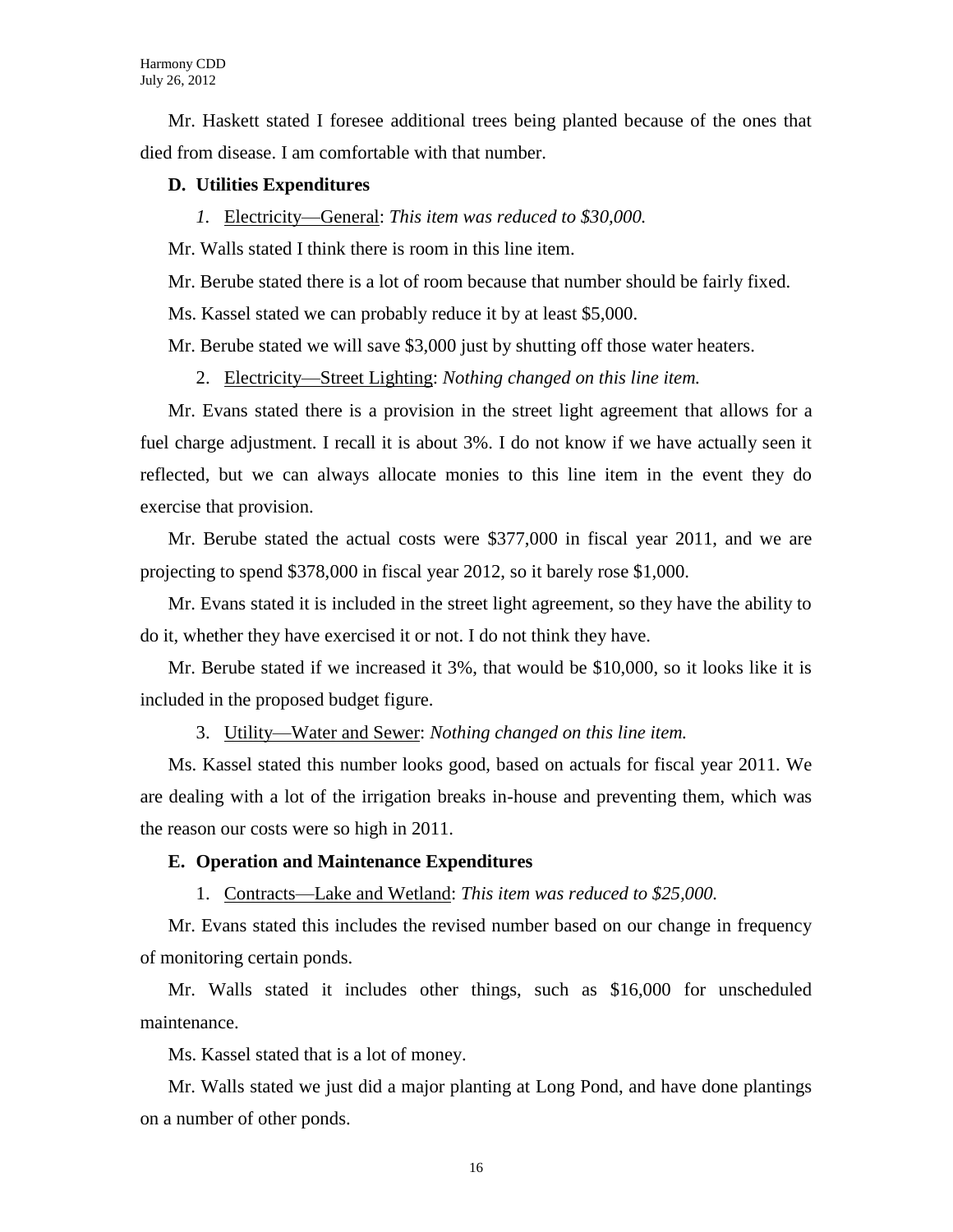Mr. Haskett stated I foresee additional trees being planted because of the ones that died from disease. I am comfortable with that number.

**D. Utilities Expenditures**

*1.* Electricity—General: *This item was reduced to $30,000.*

Mr. Walls stated I think there is room in this line item.

Mr. Berube stated there is a lot of room because that number should be fairly fixed.

Ms. Kassel stated we can probably reduce it by at least $5,000.

Mr. Berube stated we will save $3,000 just by shutting off those water heaters.

2. Electricity—Street Lighting: *Nothing changed on this line item.*

Mr. Evans stated there is a provision in the street light agreement that allows for a fuel charge adjustment. I recall it is about 3%. I do not know if we have actually seen it reflected, but we can always allocate monies to this line item in the event they do exercise that provision.

Mr. Berube stated the actual costs were $377,000 in fiscal year 2011, and we are projecting to spend $378,000 in fiscal year 2012, so it barely rose $1,000.

Mr. Evans stated it is included in the street light agreement, so they have the ability to do it, whether they have exercised it or not. I do not think they have.

Mr. Berube stated if we increased it 3%, that would be $10,000, so it looks like it is included in the proposed budget figure.

3. Utility—Water and Sewer: *Nothing changed on this line item.*

Ms. Kassel stated this number looks good, based on actuals for fiscal year 2011. We are dealing with a lot of the irrigation breaks in-house and preventing them, which was the reason our costs were so high in 2011.

**E. Operation and Maintenance Expenditures**

1. Contracts—Lake and Wetland: *This item was reduced to $25,000.*

Mr. Evans stated this includes the revised number based on our change in frequency of monitoring certain ponds.

Mr. Walls stated it includes other things, such as $16,000 for unscheduled maintenance.

Ms. Kassel stated that is a lot of money.

Mr. Walls stated we just did a major planting at Long Pond, and have done plantings on a number of other ponds.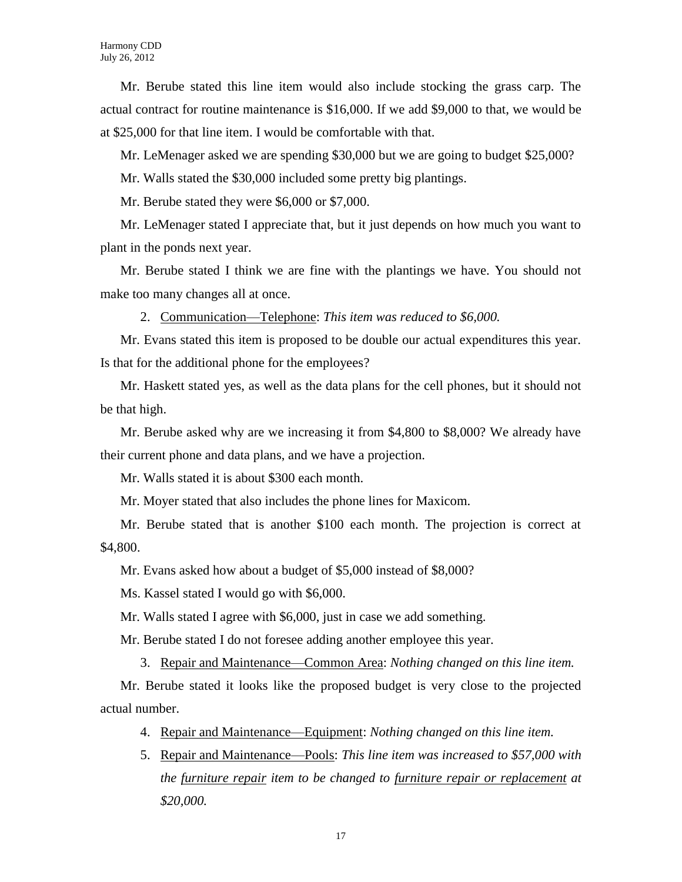Mr. Berube stated this line item would also include stocking the grass carp. The actual contract for routine maintenance is $16,000. If we add $9,000 to that, we would be at $25,000 for that line item. I would be comfortable with that.

Mr. LeMenager asked we are spending $30,000 but we are going to budget $25,000?

Mr. Walls stated the $30,000 included some pretty big plantings.

Mr. Berube stated they were $6,000 or $7,000.

Mr. LeMenager stated I appreciate that, but it just depends on how much you want to plant in the ponds next year.

Mr. Berube stated I think we are fine with the plantings we have. You should not make too many changes all at once.

2. Communication—Telephone: *This item was reduced to $6,000.*

Mr. Evans stated this item is proposed to be double our actual expenditures this year. Is that for the additional phone for the employees?

Mr. Haskett stated yes, as well as the data plans for the cell phones, but it should not be that high.

Mr. Berube asked why are we increasing it from $4,800 to $8,000? We already have their current phone and data plans, and we have a projection.

Mr. Walls stated it is about $300 each month.

Mr. Moyer stated that also includes the phone lines for Maxicom.

Mr. Berube stated that is another $100 each month. The projection is correct at $4,800.

Mr. Evans asked how about a budget of $5,000 instead of $8,000?

Ms. Kassel stated I would go with $6,000.

Mr. Walls stated I agree with $6,000, just in case we add something.

Mr. Berube stated I do not foresee adding another employee this year.

3. Repair and Maintenance—Common Area: *Nothing changed on this line item.*

Mr. Berube stated it looks like the proposed budget is very close to the projected actual number.

4. Repair and Maintenance—Equipment: *Nothing changed on this line item.*
5. Repair and Maintenance—Pools: *This line item was increased to $57,000 with the furniture repair item to be changed to furniture repair or replacement at $20,000.*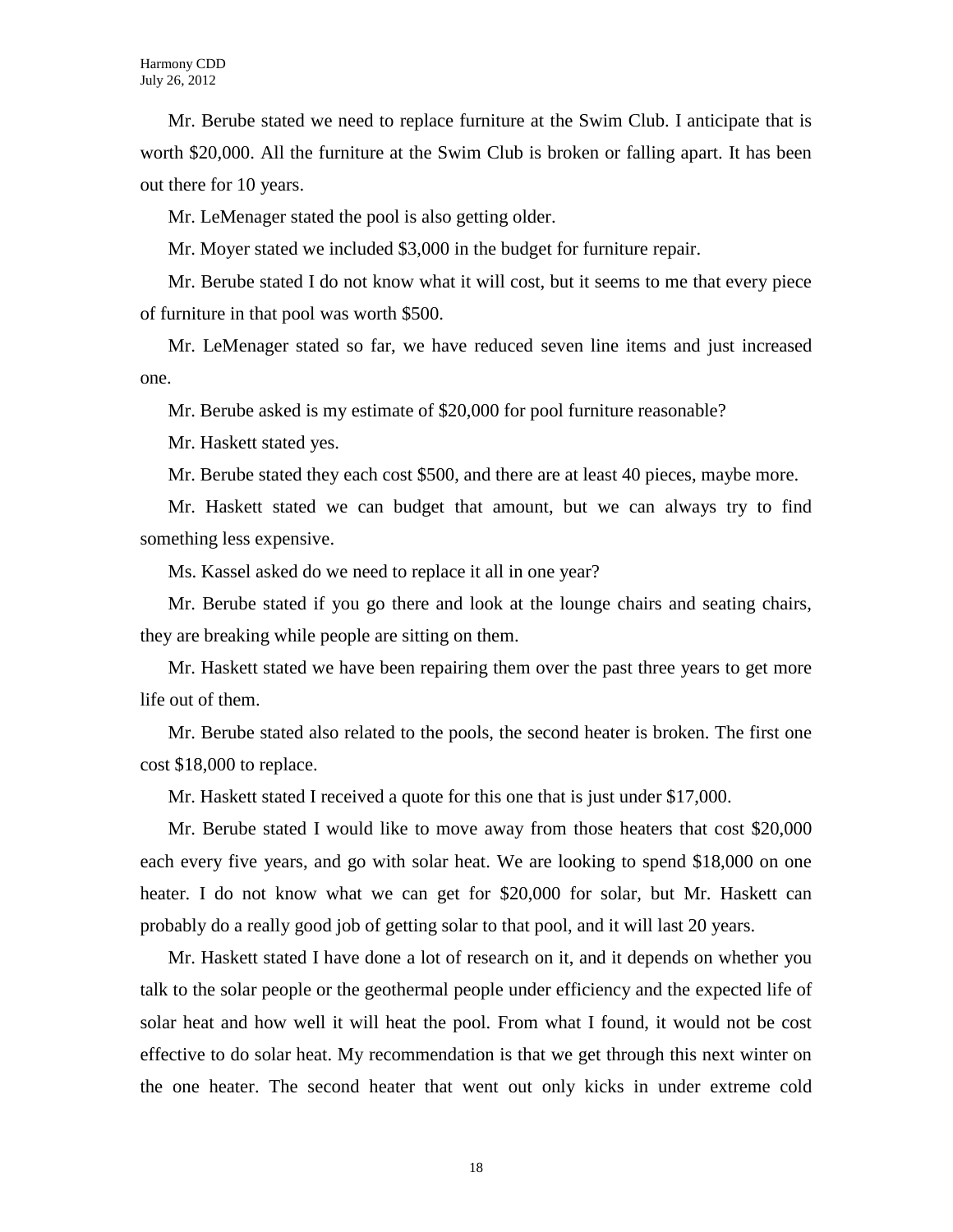Mr. Berube stated we need to replace furniture at the Swim Club. I anticipate that is worth $20,000. All the furniture at the Swim Club is broken or falling apart. It has been out there for 10 years.

Mr. LeMenager stated the pool is also getting older.

Mr. Moyer stated we included $3,000 in the budget for furniture repair.

Mr. Berube stated I do not know what it will cost, but it seems to me that every piece of furniture in that pool was worth $500.

Mr. LeMenager stated so far, we have reduced seven line items and just increased one.

Mr. Berube asked is my estimate of $20,000 for pool furniture reasonable?

Mr. Haskett stated yes.

Mr. Berube stated they each cost $500, and there are at least 40 pieces, maybe more.

Mr. Haskett stated we can budget that amount, but we can always try to find something less expensive.

Ms. Kassel asked do we need to replace it all in one year?

Mr. Berube stated if you go there and look at the lounge chairs and seating chairs, they are breaking while people are sitting on them.

Mr. Haskett stated we have been repairing them over the past three years to get more life out of them.

Mr. Berube stated also related to the pools, the second heater is broken. The first one cost $18,000 to replace.

Mr. Haskett stated I received a quote for this one that is just under $17,000.

Mr. Berube stated I would like to move away from those heaters that cost $20,000 each every five years, and go with solar heat. We are looking to spend $18,000 on one heater. I do not know what we can get for $20,000 for solar, but Mr. Haskett can probably do a really good job of getting solar to that pool, and it will last 20 years.

Mr. Haskett stated I have done a lot of research on it, and it depends on whether you talk to the solar people or the geothermal people under efficiency and the expected life of solar heat and how well it will heat the pool. From what I found, it would not be cost effective to do solar heat. My recommendation is that we get through this next winter on the one heater. The second heater that went out only kicks in under extreme cold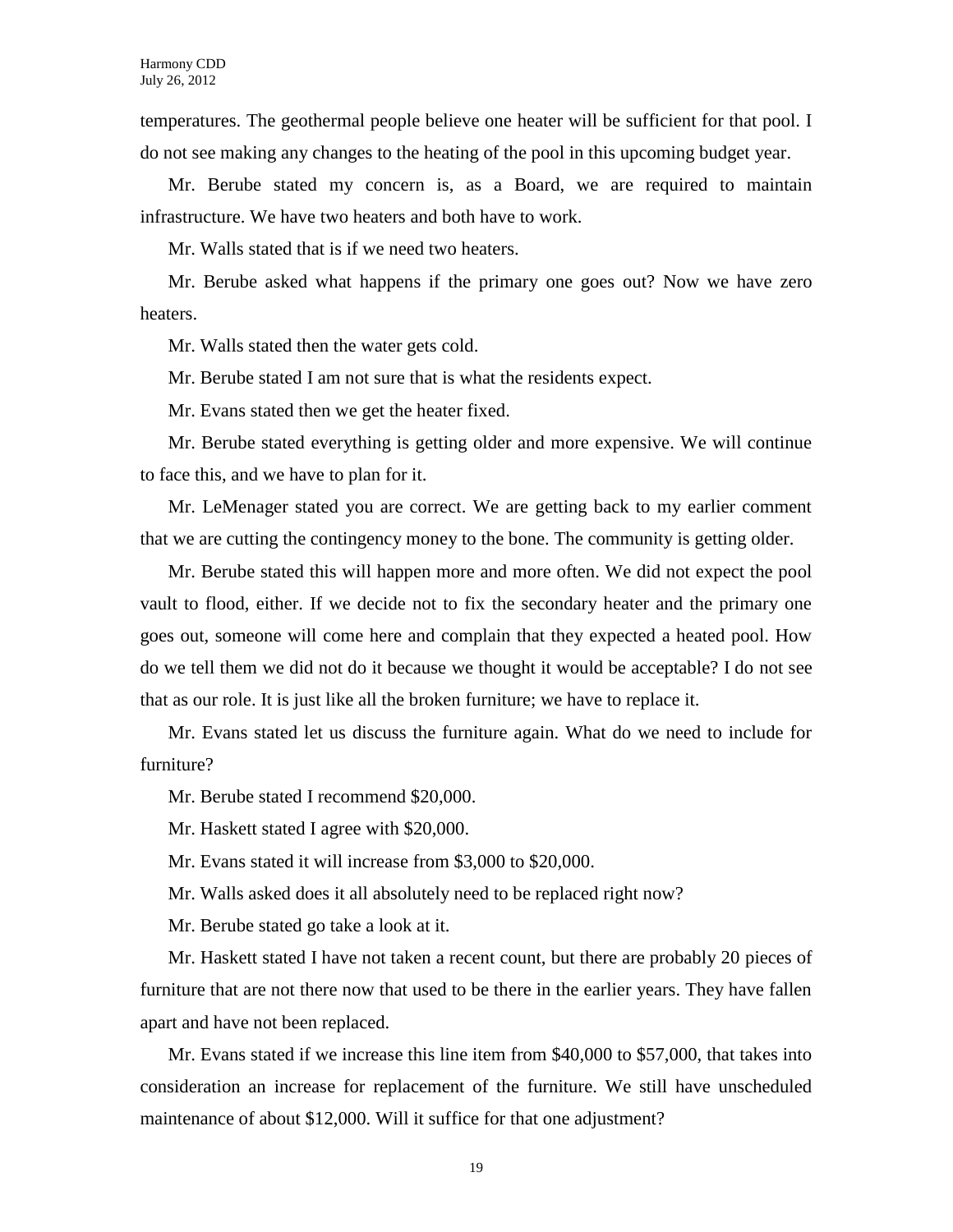temperatures. The geothermal people believe one heater will be sufficient for that pool. I do not see making any changes to the heating of the pool in this upcoming budget year.

Mr. Berube stated my concern is, as a Board, we are required to maintain infrastructure. We have two heaters and both have to work.

Mr. Walls stated that is if we need two heaters.

Mr. Berube asked what happens if the primary one goes out? Now we have zero heaters.

Mr. Walls stated then the water gets cold.

Mr. Berube stated I am not sure that is what the residents expect.

Mr. Evans stated then we get the heater fixed.

Mr. Berube stated everything is getting older and more expensive. We will continue to face this, and we have to plan for it.

Mr. LeMenager stated you are correct. We are getting back to my earlier comment that we are cutting the contingency money to the bone. The community is getting older.

Mr. Berube stated this will happen more and more often. We did not expect the pool vault to flood, either. If we decide not to fix the secondary heater and the primary one goes out, someone will come here and complain that they expected a heated pool. How do we tell them we did not do it because we thought it would be acceptable? I do not see that as our role. It is just like all the broken furniture; we have to replace it.

Mr. Evans stated let us discuss the furniture again. What do we need to include for furniture?

Mr. Berube stated I recommend $20,000.

Mr. Haskett stated I agree with $20,000.

Mr. Evans stated it will increase from $3,000 to $20,000.

Mr. Walls asked does it all absolutely need to be replaced right now?

Mr. Berube stated go take a look at it.

Mr. Haskett stated I have not taken a recent count, but there are probably 20 pieces of furniture that are not there now that used to be there in the earlier years. They have fallen apart and have not been replaced.

Mr. Evans stated if we increase this line item from $40,000 to $57,000, that takes into consideration an increase for replacement of the furniture. We still have unscheduled maintenance of about $12,000. Will it suffice for that one adjustment?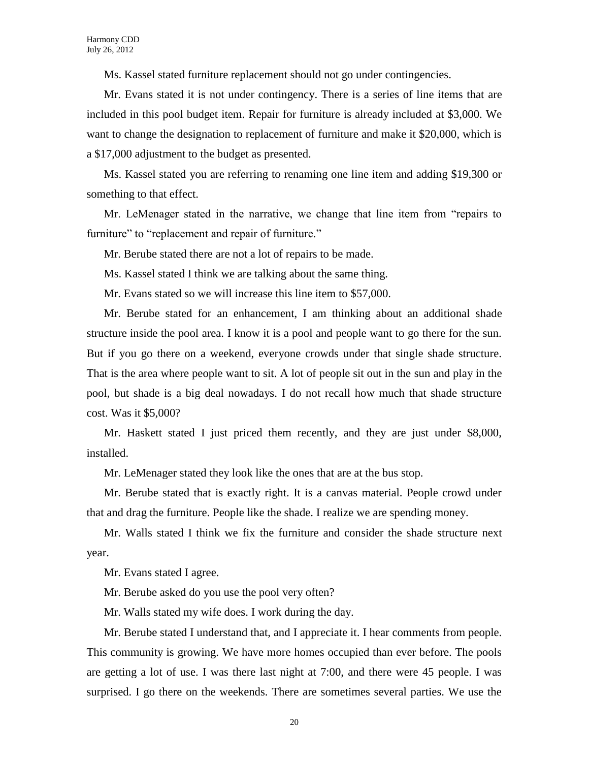Ms. Kassel stated furniture replacement should not go under contingencies.

Mr. Evans stated it is not under contingency. There is a series of line items that are included in this pool budget item. Repair for furniture is already included at $3,000. We want to change the designation to replacement of furniture and make it $20,000, which is a $17,000 adjustment to the budget as presented.

Ms. Kassel stated you are referring to renaming one line item and adding $19,300 or something to that effect.

Mr. LeMenager stated in the narrative, we change that line item from "repairs to furniture" to "replacement and repair of furniture."

Mr. Berube stated there are not a lot of repairs to be made.

Ms. Kassel stated I think we are talking about the same thing.

Mr. Evans stated so we will increase this line item to $57,000.

Mr. Berube stated for an enhancement, I am thinking about an additional shade structure inside the pool area. I know it is a pool and people want to go there for the sun. But if you go there on a weekend, everyone crowds under that single shade structure. That is the area where people want to sit. A lot of people sit out in the sun and play in the pool, but shade is a big deal nowadays. I do not recall how much that shade structure cost. Was it $5,000?

Mr. Haskett stated I just priced them recently, and they are just under $8,000, installed.

Mr. LeMenager stated they look like the ones that are at the bus stop.

Mr. Berube stated that is exactly right. It is a canvas material. People crowd under that and drag the furniture. People like the shade. I realize we are spending money.

Mr. Walls stated I think we fix the furniture and consider the shade structure next year.

Mr. Evans stated I agree.

Mr. Berube asked do you use the pool very often?

Mr. Walls stated my wife does. I work during the day.

Mr. Berube stated I understand that, and I appreciate it. I hear comments from people. This community is growing. We have more homes occupied than ever before. The pools are getting a lot of use. I was there last night at 7:00, and there were 45 people. I was surprised. I go there on the weekends. There are sometimes several parties. We use the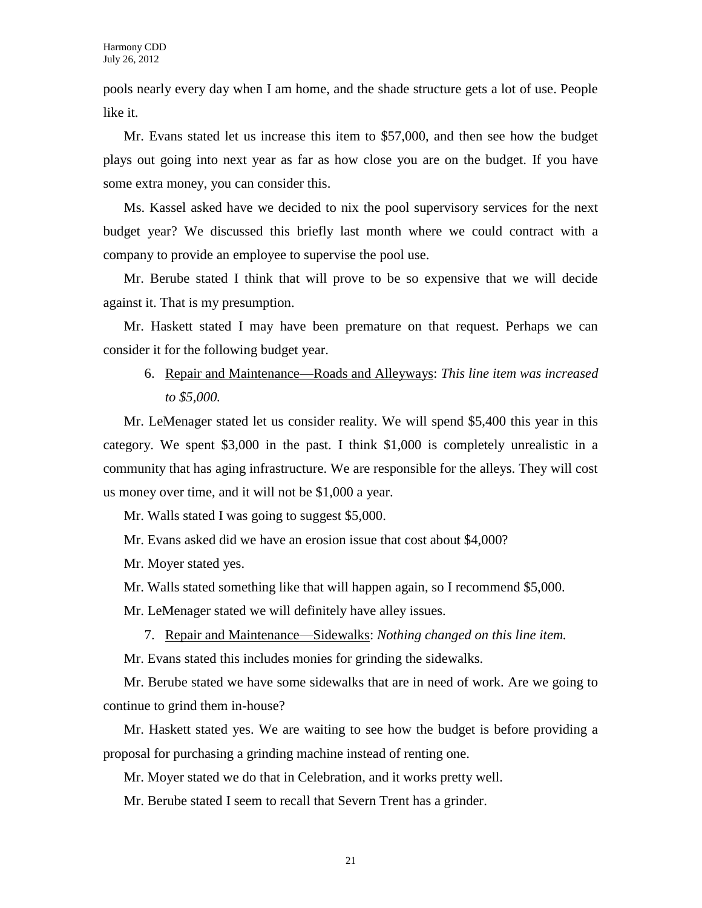pools nearly every day when I am home, and the shade structure gets a lot of use. People like it.

Mr. Evans stated let us increase this item to $57,000, and then see how the budget plays out going into next year as far as how close you are on the budget. If you have some extra money, you can consider this.

Ms. Kassel asked have we decided to nix the pool supervisory services for the next budget year? We discussed this briefly last month where we could contract with a company to provide an employee to supervise the pool use.

Mr. Berube stated I think that will prove to be so expensive that we will decide against it. That is my presumption.

Mr. Haskett stated I may have been premature on that request. Perhaps we can consider it for the following budget year.

6. Repair and Maintenance—Roads and Alleyways: *This line item was increased to $5,000.*

Mr. LeMenager stated let us consider reality. We will spend $5,400 this year in this category. We spent $3,000 in the past. I think $1,000 is completely unrealistic in a community that has aging infrastructure. We are responsible for the alleys. They will cost us money over time, and it will not be $1,000 a year.

Mr. Walls stated I was going to suggest $5,000.

Mr. Evans asked did we have an erosion issue that cost about $4,000?

Mr. Moyer stated yes.

Mr. Walls stated something like that will happen again, so I recommend $5,000.

Mr. LeMenager stated we will definitely have alley issues.

7. Repair and Maintenance—Sidewalks: *Nothing changed on this line item.*

Mr. Evans stated this includes monies for grinding the sidewalks.

Mr. Berube stated we have some sidewalks that are in need of work. Are we going to continue to grind them in-house?

Mr. Haskett stated yes. We are waiting to see how the budget is before providing a proposal for purchasing a grinding machine instead of renting one.

Mr. Moyer stated we do that in Celebration, and it works pretty well.

Mr. Berube stated I seem to recall that Severn Trent has a grinder.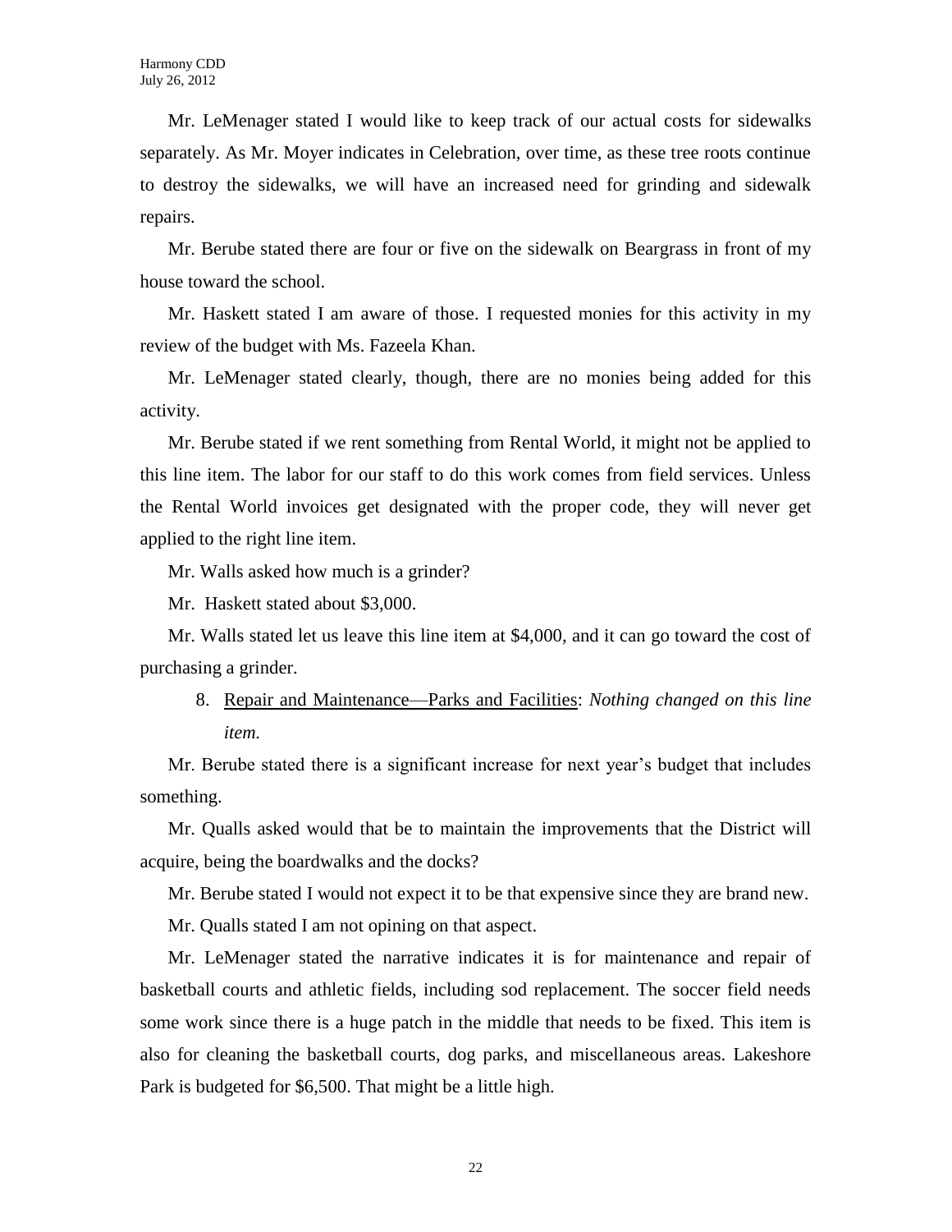Mr. LeMenager stated I would like to keep track of our actual costs for sidewalks separately. As Mr. Moyer indicates in Celebration, over time, as these tree roots continue to destroy the sidewalks, we will have an increased need for grinding and sidewalk repairs.

Mr. Berube stated there are four or five on the sidewalk on Beargrass in front of my house toward the school.

Mr. Haskett stated I am aware of those. I requested monies for this activity in my review of the budget with Ms. Fazeela Khan.

Mr. LeMenager stated clearly, though, there are no monies being added for this activity.

Mr. Berube stated if we rent something from Rental World, it might not be applied to this line item. The labor for our staff to do this work comes from field services. Unless the Rental World invoices get designated with the proper code, they will never get applied to the right line item.

Mr. Walls asked how much is a grinder?

Mr. Haskett stated about $3,000.

Mr. Walls stated let us leave this line item at $4,000, and it can go toward the cost of purchasing a grinder.

8. Repair and Maintenance—Parks and Facilities: *Nothing changed on this line item.*

Mr. Berube stated there is a significant increase for next year's budget that includes something.

Mr. Qualls asked would that be to maintain the improvements that the District will acquire, being the boardwalks and the docks?

Mr. Berube stated I would not expect it to be that expensive since they are brand new.

Mr. Qualls stated I am not opining on that aspect.

Mr. LeMenager stated the narrative indicates it is for maintenance and repair of basketball courts and athletic fields, including sod replacement. The soccer field needs some work since there is a huge patch in the middle that needs to be fixed. This item is also for cleaning the basketball courts, dog parks, and miscellaneous areas. Lakeshore Park is budgeted for $6,500. That might be a little high.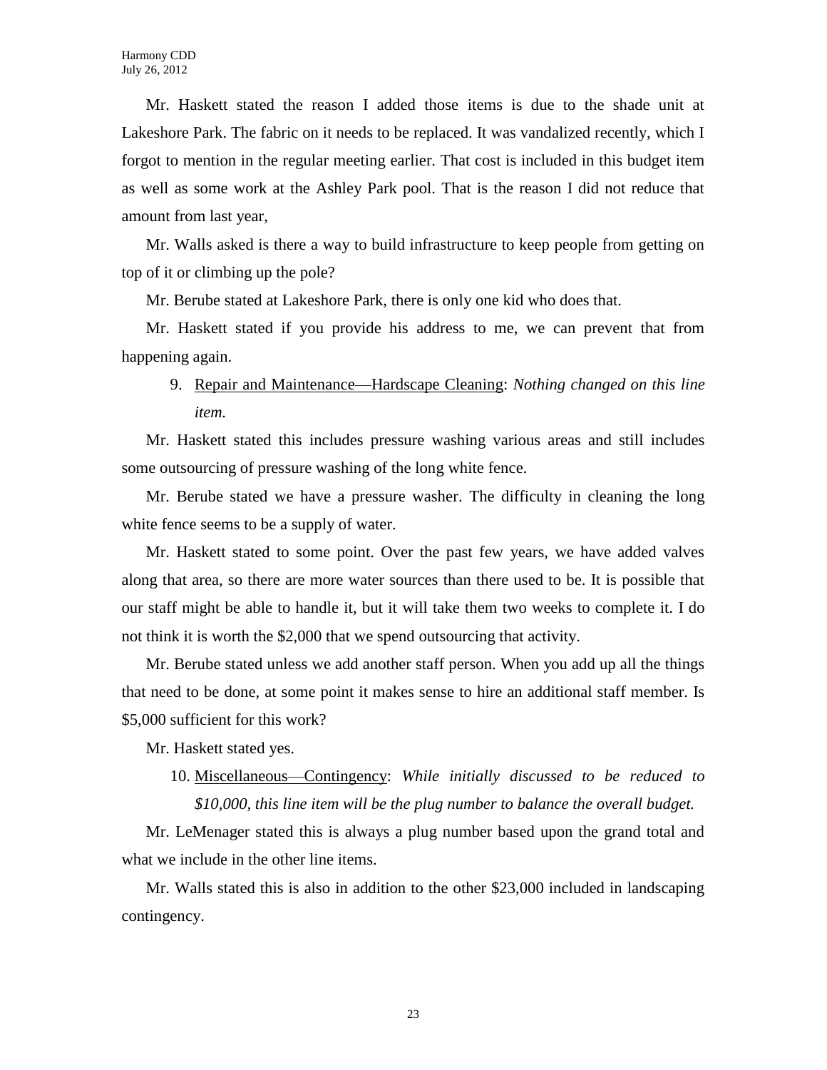Mr. Haskett stated the reason I added those items is due to the shade unit at Lakeshore Park. The fabric on it needs to be replaced. It was vandalized recently, which I forgot to mention in the regular meeting earlier. That cost is included in this budget item as well as some work at the Ashley Park pool. That is the reason I did not reduce that amount from last year,

Mr. Walls asked is there a way to build infrastructure to keep people from getting on top of it or climbing up the pole?

Mr. Berube stated at Lakeshore Park, there is only one kid who does that.

Mr. Haskett stated if you provide his address to me, we can prevent that from happening again.

9. Repair and Maintenance—Hardscape Cleaning: *Nothing changed on this line item.*

Mr. Haskett stated this includes pressure washing various areas and still includes some outsourcing of pressure washing of the long white fence.

Mr. Berube stated we have a pressure washer. The difficulty in cleaning the long white fence seems to be a supply of water.

Mr. Haskett stated to some point. Over the past few years, we have added valves along that area, so there are more water sources than there used to be. It is possible that our staff might be able to handle it, but it will take them two weeks to complete it. I do not think it is worth the $2,000 that we spend outsourcing that activity.

Mr. Berube stated unless we add another staff person. When you add up all the things that need to be done, at some point it makes sense to hire an additional staff member. Is $5,000 sufficient for this work?

Mr. Haskett stated yes.

10. Miscellaneous—Contingency: *While initially discussed to be reduced to $10,000, this line item will be the plug number to balance the overall budget.*

Mr. LeMenager stated this is always a plug number based upon the grand total and what we include in the other line items.

Mr. Walls stated this is also in addition to the other $23,000 included in landscaping contingency.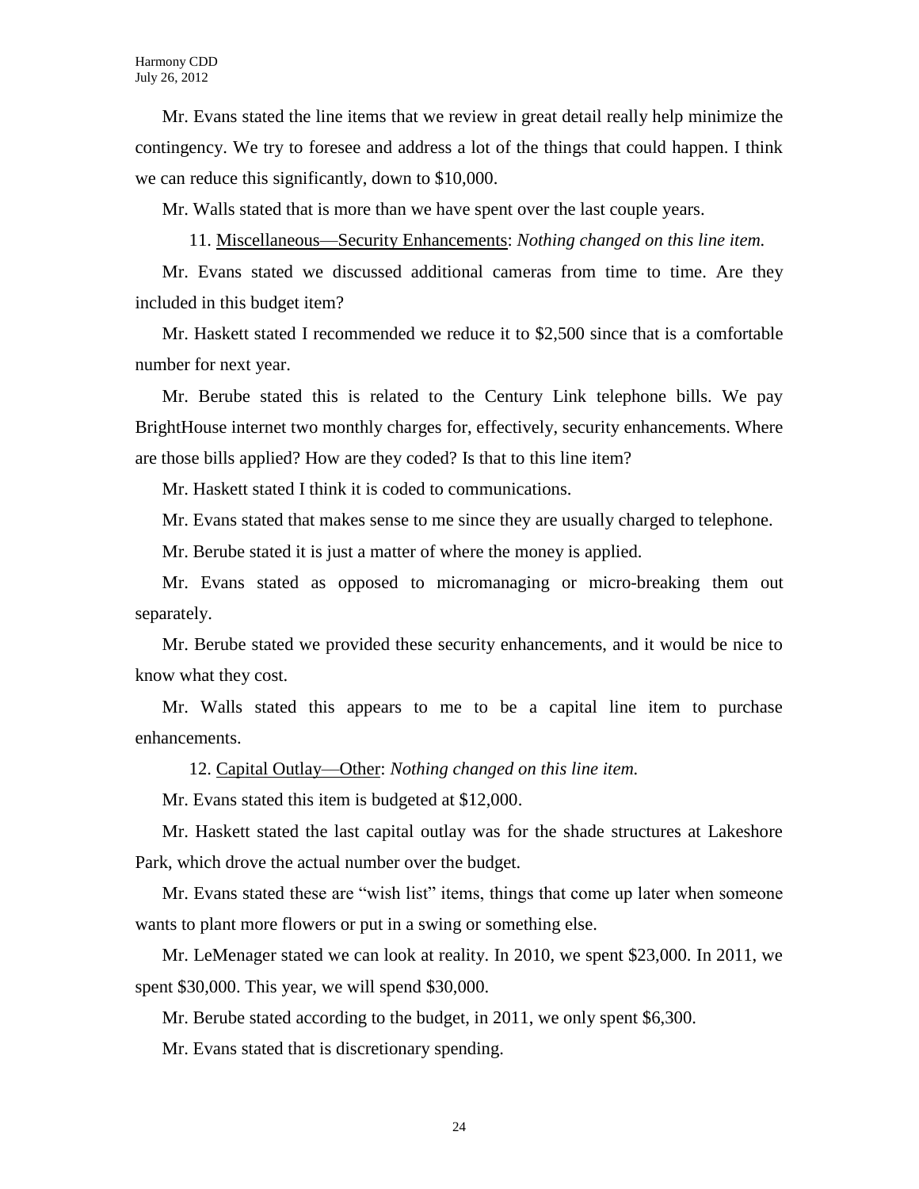Mr. Evans stated the line items that we review in great detail really help minimize the contingency. We try to foresee and address a lot of the things that could happen. I think we can reduce this significantly, down to $10,000.

Mr. Walls stated that is more than we have spent over the last couple years.

11. Miscellaneous—Security Enhancements: *Nothing changed on this line item.*

Mr. Evans stated we discussed additional cameras from time to time. Are they included in this budget item?

Mr. Haskett stated I recommended we reduce it to $2,500 since that is a comfortable number for next year.

Mr. Berube stated this is related to the Century Link telephone bills. We pay BrightHouse internet two monthly charges for, effectively, security enhancements. Where are those bills applied? How are they coded? Is that to this line item?

Mr. Haskett stated I think it is coded to communications.

Mr. Evans stated that makes sense to me since they are usually charged to telephone.

Mr. Berube stated it is just a matter of where the money is applied.

Mr. Evans stated as opposed to micromanaging or micro-breaking them out separately.

Mr. Berube stated we provided these security enhancements, and it would be nice to know what they cost.

Mr. Walls stated this appears to me to be a capital line item to purchase enhancements.

12. Capital Outlay—Other: *Nothing changed on this line item.*

Mr. Evans stated this item is budgeted at $12,000.

Mr. Haskett stated the last capital outlay was for the shade structures at Lakeshore Park, which drove the actual number over the budget.

Mr. Evans stated these are "wish list" items, things that come up later when someone wants to plant more flowers or put in a swing or something else.

Mr. LeMenager stated we can look at reality. In 2010, we spent $23,000. In 2011, we spent $30,000. This year, we will spend $30,000.

Mr. Berube stated according to the budget, in 2011, we only spent $6,300.

Mr. Evans stated that is discretionary spending.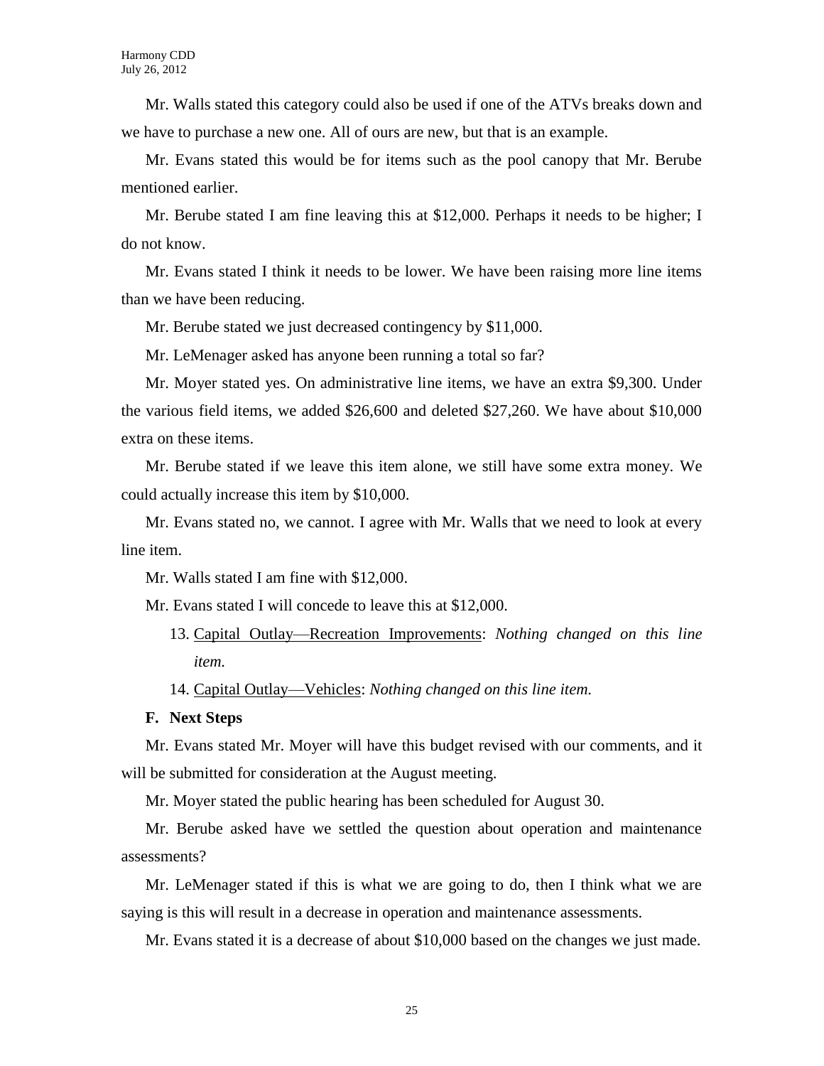Mr. Walls stated this category could also be used if one of the ATVs breaks down and we have to purchase a new one. All of ours are new, but that is an example.

Mr. Evans stated this would be for items such as the pool canopy that Mr. Berube mentioned earlier.

Mr. Berube stated I am fine leaving this at $12,000. Perhaps it needs to be higher; I do not know.

Mr. Evans stated I think it needs to be lower. We have been raising more line items than we have been reducing.

Mr. Berube stated we just decreased contingency by $11,000.

Mr. LeMenager asked has anyone been running a total so far?

Mr. Moyer stated yes. On administrative line items, we have an extra $9,300. Under the various field items, we added $26,600 and deleted $27,260. We have about $10,000 extra on these items.

Mr. Berube stated if we leave this item alone, we still have some extra money. We could actually increase this item by $10,000.

Mr. Evans stated no, we cannot. I agree with Mr. Walls that we need to look at every line item.

Mr. Walls stated I am fine with $12,000.

Mr. Evans stated I will concede to leave this at $12,000.

13. Capital Outlay—Recreation Improvements: *Nothing changed on this line item.*

14. Capital Outlay—Vehicles: *Nothing changed on this line item.*

**F. Next Steps**

Mr. Evans stated Mr. Moyer will have this budget revised with our comments, and it will be submitted for consideration at the August meeting.

Mr. Moyer stated the public hearing has been scheduled for August 30.

Mr. Berube asked have we settled the question about operation and maintenance assessments?

Mr. LeMenager stated if this is what we are going to do, then I think what we are saying is this will result in a decrease in operation and maintenance assessments.

Mr. Evans stated it is a decrease of about $10,000 based on the changes we just made.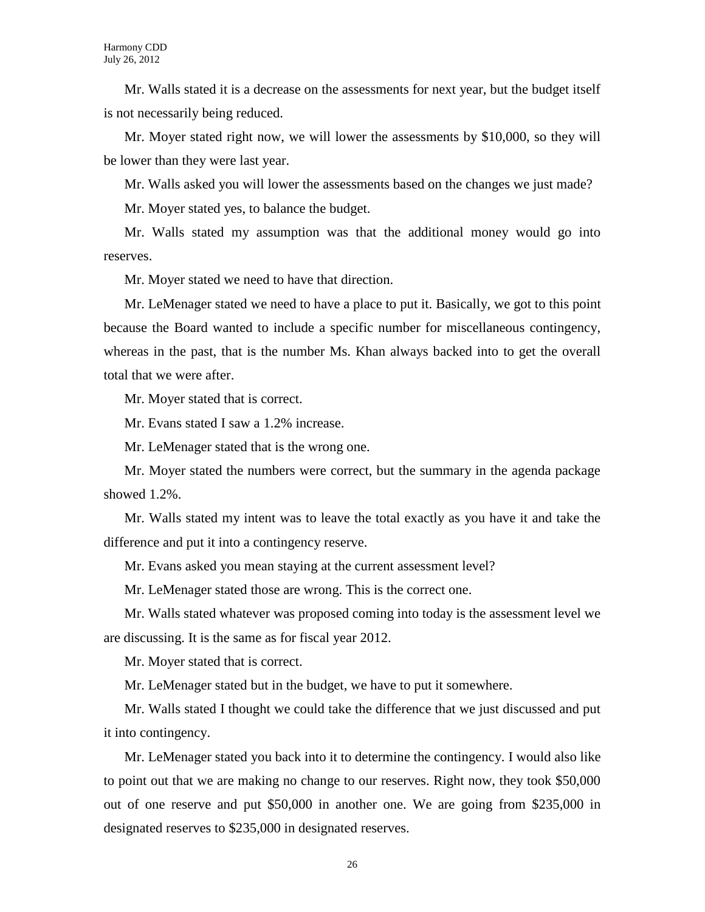Mr. Walls stated it is a decrease on the assessments for next year, but the budget itself is not necessarily being reduced.

Mr. Moyer stated right now, we will lower the assessments by $10,000, so they will be lower than they were last year.

Mr. Walls asked you will lower the assessments based on the changes we just made?

Mr. Moyer stated yes, to balance the budget.

Mr. Walls stated my assumption was that the additional money would go into reserves.

Mr. Moyer stated we need to have that direction.

Mr. LeMenager stated we need to have a place to put it. Basically, we got to this point because the Board wanted to include a specific number for miscellaneous contingency, whereas in the past, that is the number Ms. Khan always backed into to get the overall total that we were after.

Mr. Moyer stated that is correct.

Mr. Evans stated I saw a 1.2% increase.

Mr. LeMenager stated that is the wrong one.

Mr. Moyer stated the numbers were correct, but the summary in the agenda package showed 1.2%.

Mr. Walls stated my intent was to leave the total exactly as you have it and take the difference and put it into a contingency reserve.

Mr. Evans asked you mean staying at the current assessment level?

Mr. LeMenager stated those are wrong. This is the correct one.

Mr. Walls stated whatever was proposed coming into today is the assessment level we are discussing. It is the same as for fiscal year 2012.

Mr. Moyer stated that is correct.

Mr. LeMenager stated but in the budget, we have to put it somewhere.

Mr. Walls stated I thought we could take the difference that we just discussed and put it into contingency.

Mr. LeMenager stated you back into it to determine the contingency. I would also like to point out that we are making no change to our reserves. Right now, they took $50,000 out of one reserve and put $50,000 in another one. We are going from $235,000 in designated reserves to $235,000 in designated reserves.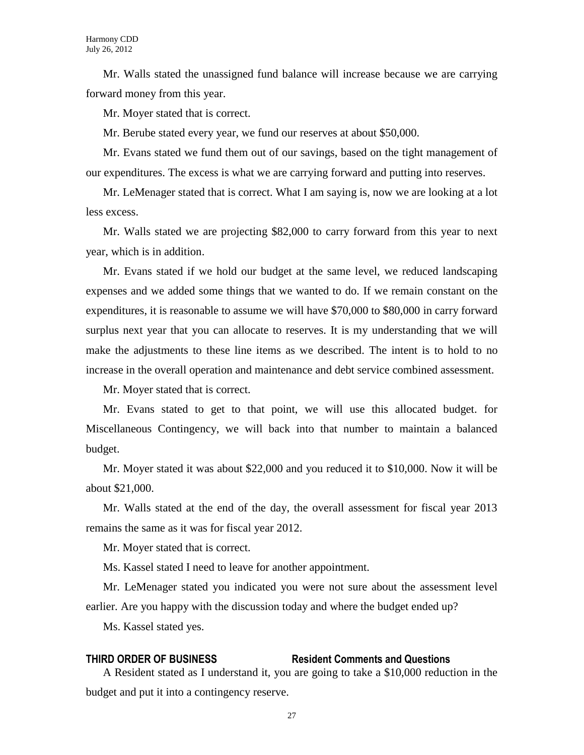Mr. Walls stated the unassigned fund balance will increase because we are carrying forward money from this year.

Mr. Moyer stated that is correct.

Mr. Berube stated every year, we fund our reserves at about $50,000.

Mr. Evans stated we fund them out of our savings, based on the tight management of our expenditures. The excess is what we are carrying forward and putting into reserves.

Mr. LeMenager stated that is correct. What I am saying is, now we are looking at a lot less excess.

Mr. Walls stated we are projecting $82,000 to carry forward from this year to next year, which is in addition.

Mr. Evans stated if we hold our budget at the same level, we reduced landscaping expenses and we added some things that we wanted to do. If we remain constant on the expenditures, it is reasonable to assume we will have $70,000 to $80,000 in carry forward surplus next year that you can allocate to reserves. It is my understanding that we will make the adjustments to these line items as we described. The intent is to hold to no increase in the overall operation and maintenance and debt service combined assessment.

Mr. Moyer stated that is correct.

Mr. Evans stated to get to that point, we will use this allocated budget. for Miscellaneous Contingency, we will back into that number to maintain a balanced budget.

Mr. Moyer stated it was about $22,000 and you reduced it to $10,000. Now it will be about $21,000.

Mr. Walls stated at the end of the day, the overall assessment for fiscal year 2013 remains the same as it was for fiscal year 2012.

Mr. Moyer stated that is correct.

Ms. Kassel stated I need to leave for another appointment.

Mr. LeMenager stated you indicated you were not sure about the assessment level earlier. Are you happy with the discussion today and where the budget ended up?

Ms. Kassel stated yes.

## THIRD ORDER OF BUSINESS Resident Comments and Questions

A Resident stated as I understand it, you are going to take a $10,000 reduction in the budget and put it into a contingency reserve.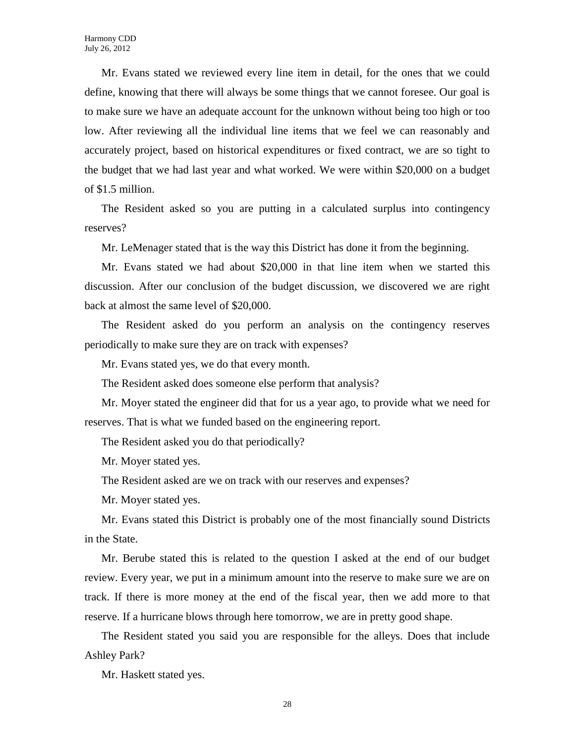Mr. Evans stated we reviewed every line item in detail, for the ones that we could define, knowing that there will always be some things that we cannot foresee. Our goal is to make sure we have an adequate account for the unknown without being too high or too low. After reviewing all the individual line items that we feel we can reasonably and accurately project, based on historical expenditures or fixed contract, we are so tight to the budget that we had last year and what worked. We were within $20,000 on a budget of $1.5 million.

The Resident asked so you are putting in a calculated surplus into contingency reserves?

Mr. LeMenager stated that is the way this District has done it from the beginning.

Mr. Evans stated we had about $20,000 in that line item when we started this discussion. After our conclusion of the budget discussion, we discovered we are right back at almost the same level of $20,000.

The Resident asked do you perform an analysis on the contingency reserves periodically to make sure they are on track with expenses?

Mr. Evans stated yes, we do that every month.

The Resident asked does someone else perform that analysis?

Mr. Moyer stated the engineer did that for us a year ago, to provide what we need for reserves. That is what we funded based on the engineering report.

The Resident asked you do that periodically?

Mr. Moyer stated yes.

The Resident asked are we on track with our reserves and expenses?

Mr. Moyer stated yes.

Mr. Evans stated this District is probably one of the most financially sound Districts in the State.

Mr. Berube stated this is related to the question I asked at the end of our budget review. Every year, we put in a minimum amount into the reserve to make sure we are on track. If there is more money at the end of the fiscal year, then we add more to that reserve. If a hurricane blows through here tomorrow, we are in pretty good shape.

The Resident stated you said you are responsible for the alleys. Does that include Ashley Park?

Mr. Haskett stated yes.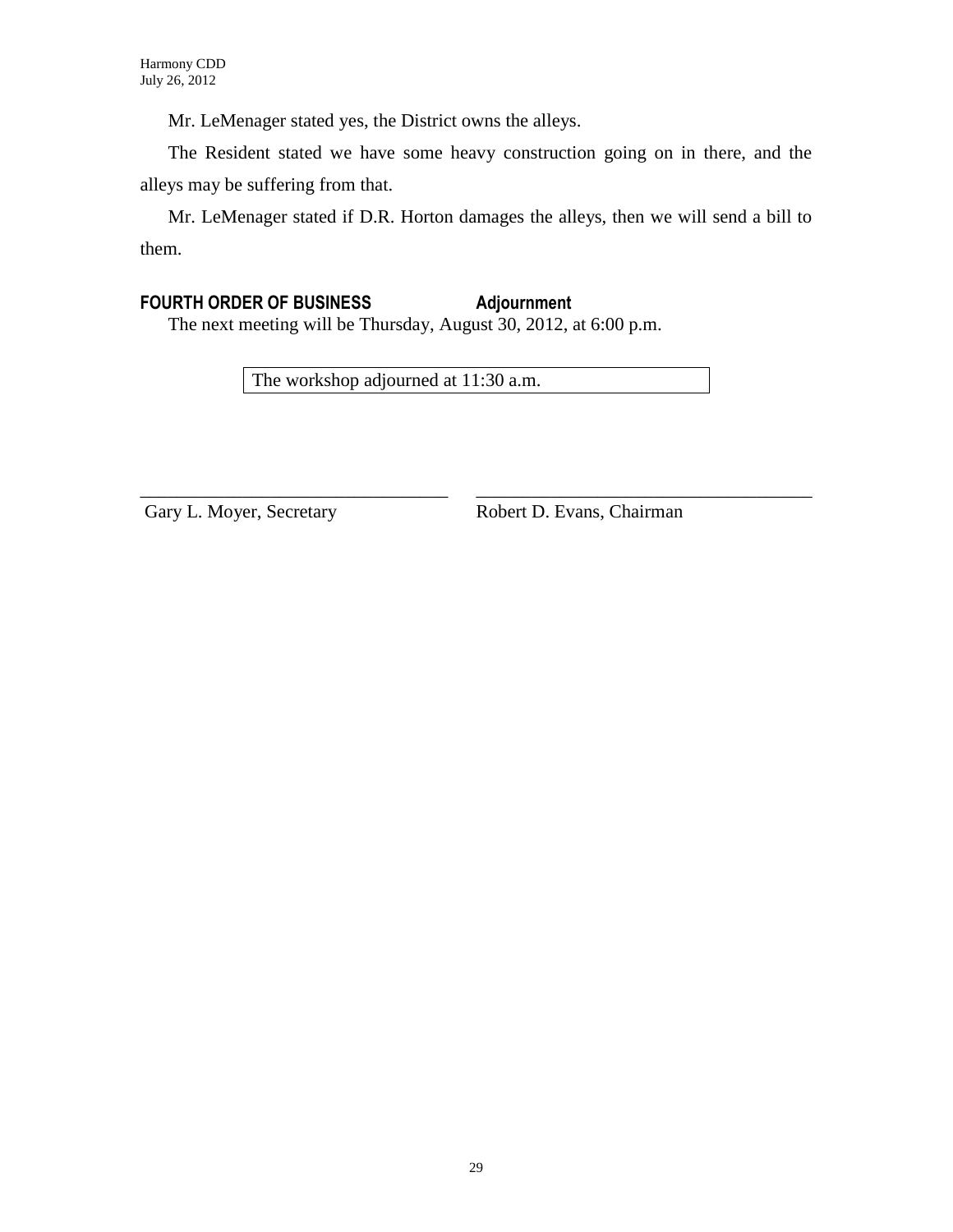Mr. LeMenager stated yes, the District owns the alleys.

The Resident stated we have some heavy construction going on in there, and the alleys may be suffering from that.

Mr. LeMenager stated if D.R. Horton damages the alleys, then we will send a bill to them.

**FOURTH ORDER OF BUSINESS** **Adjournment**

The next meeting will be Thursday, August 30, 2012, at 6:00 p.m.

The workshop adjourned at 11:30 a.m.

\_\_\_\_\_\_\_\_\_\_\_\_\_\_\_\_\_\_\_\_\_\_\_\_\_\_\_\_\_\_\_\_\_\_ \_\_\_\_\_\_\_\_\_\_\_\_\_\_\_\_\_\_\_\_\_\_\_\_\_\_\_\_\_\_\_\_\_\_\_\_\_

Gary L. Moyer, Secretary Robert D. Evans, Chairman